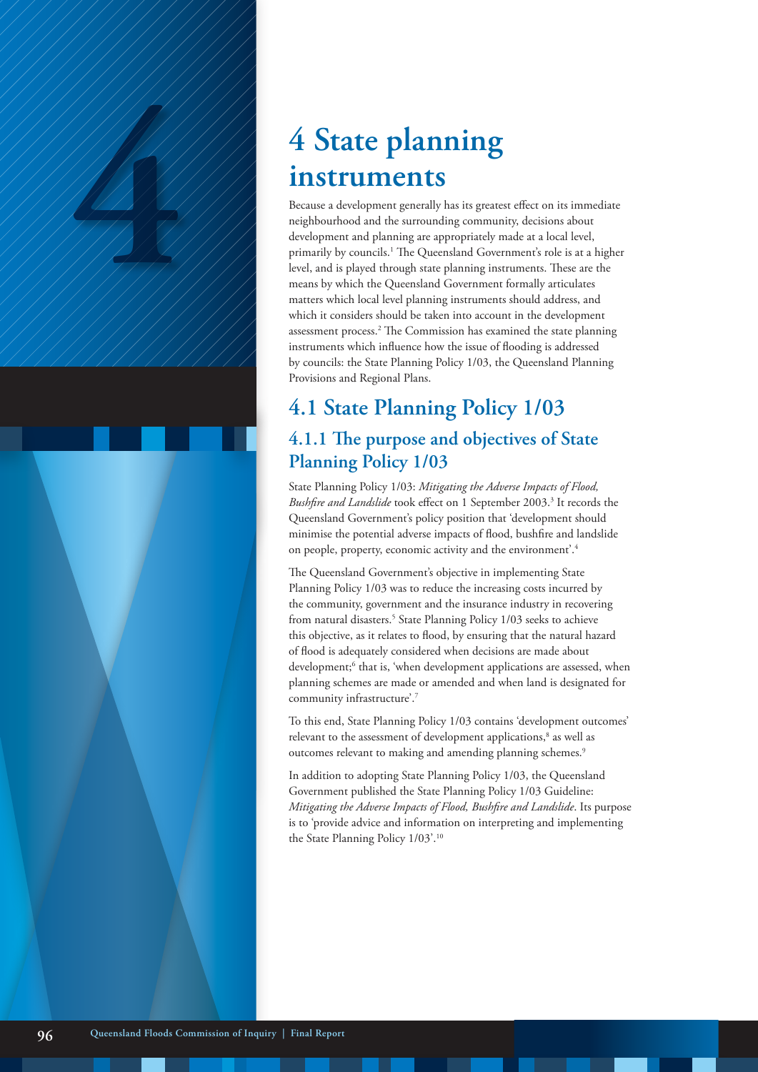# 4 State planning instruments

Because a development generally has its greatest effect on its immediate neighbourhood and the surrounding community, decisions about development and planning are appropriately made at a local level, primarily by councils.[1] The Queensland Government's role is at a higher level, and is played through state planning instruments. These are the means by which the Queensland Government formally articulates matters which local level planning instruments should address, and which it considers should be taken into account in the development assessment process.[2] The Commission has examined the state planning instruments which influence how the issue of flooding is addressed by councils: the State Planning Policy 1/03, the Queensland Planning Provisions and Regional Plans.

## 4.1 State Planning Policy 1/03

### 4.1.1 The purpose and objectives of State Planning Policy 1/03

State Planning Policy 1/03: *Mitigating the Adverse Impacts of Flood, Bushfire and Landslide* took effect on 1 September 2003.[3] It records the Queensland Government's policy position that 'development should minimise the potential adverse impacts of flood, bushfire and landslide on people, property, economic activity and the environment'.[4]

The Queensland Government's objective in implementing State Planning Policy 1/03 was to reduce the increasing costs incurred by the community, government and the insurance industry in recovering from natural disasters.[5] State Planning Policy 1/03 seeks to achieve this objective, as it relates to flood, by ensuring that the natural hazard of flood is adequately considered when decisions are made about development;[6] that is, 'when development applications are assessed, when planning schemes are made or amended and when land is designated for community infrastructure'.[7]

To this end, State Planning Policy 1/03 contains 'development outcomes' relevant to the assessment of development applications,[8] as well as outcomes relevant to making and amending planning schemes.[9]

In addition to adopting State Planning Policy 1/03, the Queensland Government published the State Planning Policy 1/03 Guideline: *Mitigating the Adverse Impacts of Flood, Bushfire and Landslide*. Its purpose is to 'provide advice and information on interpreting and implementing the State Planning Policy 1/03'.[10]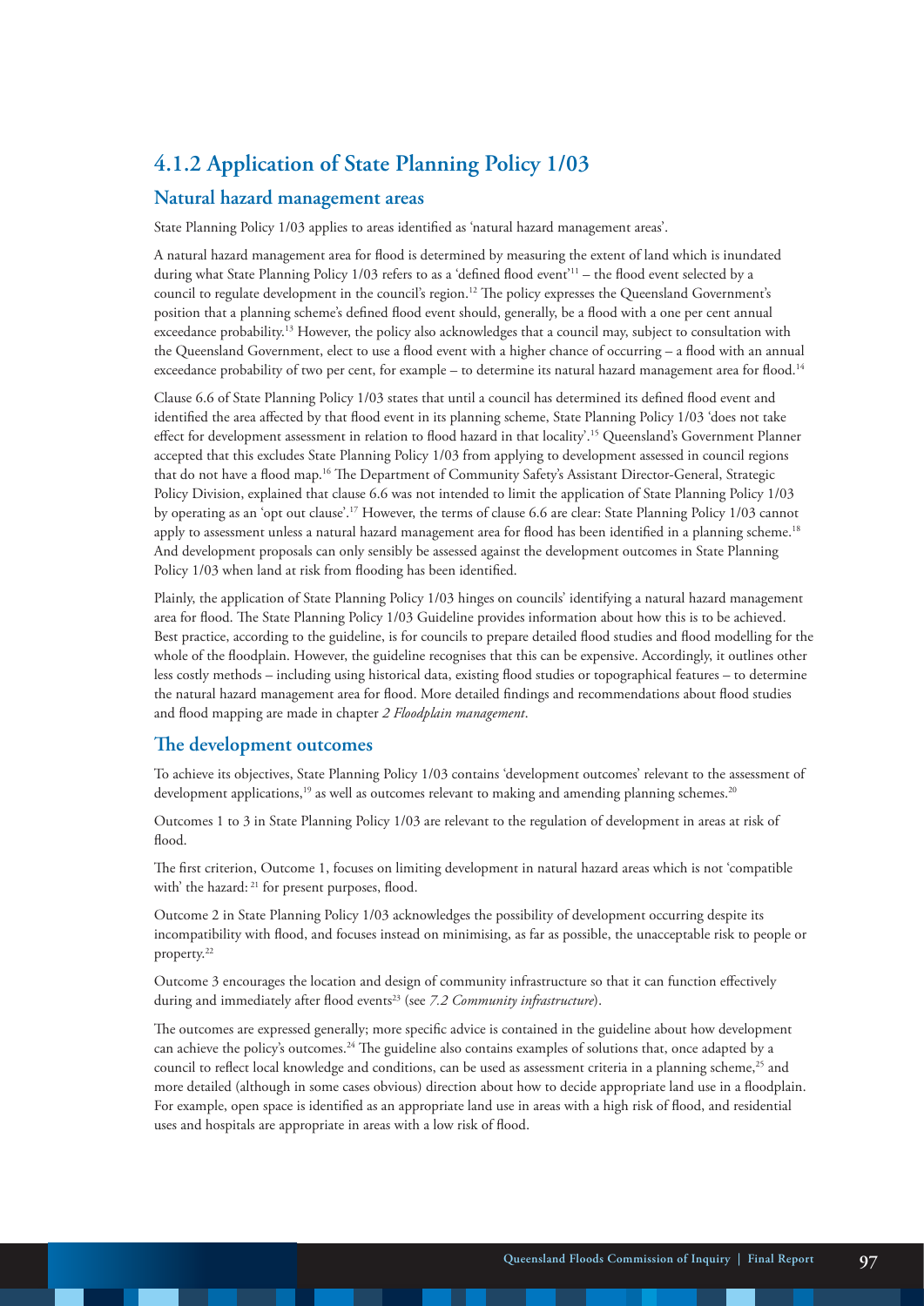## 4.1.2 Application of State Planning Policy 1/03

### Natural hazard management areas

State Planning Policy 1/03 applies to areas identified as 'natural hazard management areas'.

A natural hazard management area for flood is determined by measuring the extent of land which is inundated during what State Planning Policy 1/03 refers to as a 'defined flood event'[11] – the flood event selected by a council to regulate development in the council's region.[12] The policy expresses the Queensland Government's position that a planning scheme's defined flood event should, generally, be a flood with a one per cent annual exceedance probability.[13] However, the policy also acknowledges that a council may, subject to consultation with the Queensland Government, elect to use a flood event with a higher chance of occurring – a flood with an annual exceedance probability of two per cent, for example – to determine its natural hazard management area for flood.[14]

Clause 6.6 of State Planning Policy 1/03 states that until a council has determined its defined flood event and identified the area affected by that flood event in its planning scheme, State Planning Policy 1/03 'does not take effect for development assessment in relation to flood hazard in that locality'.[15] Queensland's Government Planner accepted that this excludes State Planning Policy 1/03 from applying to development assessed in council regions that do not have a flood map.[16] The Department of Community Safety's Assistant Director-General, Strategic Policy Division, explained that clause 6.6 was not intended to limit the application of State Planning Policy 1/03 by operating as an 'opt out clause'.[17] However, the terms of clause 6.6 are clear: State Planning Policy 1/03 cannot apply to assessment unless a natural hazard management area for flood has been identified in a planning scheme.[18] And development proposals can only sensibly be assessed against the development outcomes in State Planning Policy 1/03 when land at risk from flooding has been identified.

Plainly, the application of State Planning Policy 1/03 hinges on councils' identifying a natural hazard management area for flood. The State Planning Policy 1/03 Guideline provides information about how this is to be achieved. Best practice, according to the guideline, is for councils to prepare detailed flood studies and flood modelling for the whole of the floodplain. However, the guideline recognises that this can be expensive. Accordingly, it outlines other less costly methods – including using historical data, existing flood studies or topographical features – to determine the natural hazard management area for flood. More detailed findings and recommendations about flood studies and flood mapping are made in chapter *2 Floodplain management*.

### The development outcomes

To achieve its objectives, State Planning Policy 1/03 contains 'development outcomes' relevant to the assessment of development applications,[19] as well as outcomes relevant to making and amending planning schemes.[20]

Outcomes 1 to 3 in State Planning Policy 1/03 are relevant to the regulation of development in areas at risk of flood.

The first criterion, Outcome 1, focuses on limiting development in natural hazard areas which is not 'compatible with' the hazard: [21] for present purposes, flood.

Outcome 2 in State Planning Policy 1/03 acknowledges the possibility of development occurring despite its incompatibility with flood, and focuses instead on minimising, as far as possible, the unacceptable risk to people or property.[22]

Outcome 3 encourages the location and design of community infrastructure so that it can function effectively during and immediately after flood events[23] (see *7.2 Community infrastructure*).

The outcomes are expressed generally; more specific advice is contained in the guideline about how development can achieve the policy's outcomes.[24] The guideline also contains examples of solutions that, once adapted by a council to reflect local knowledge and conditions, can be used as assessment criteria in a planning scheme,[25] and more detailed (although in some cases obvious) direction about how to decide appropriate land use in a floodplain. For example, open space is identified as an appropriate land use in areas with a high risk of flood, and residential uses and hospitals are appropriate in areas with a low risk of flood.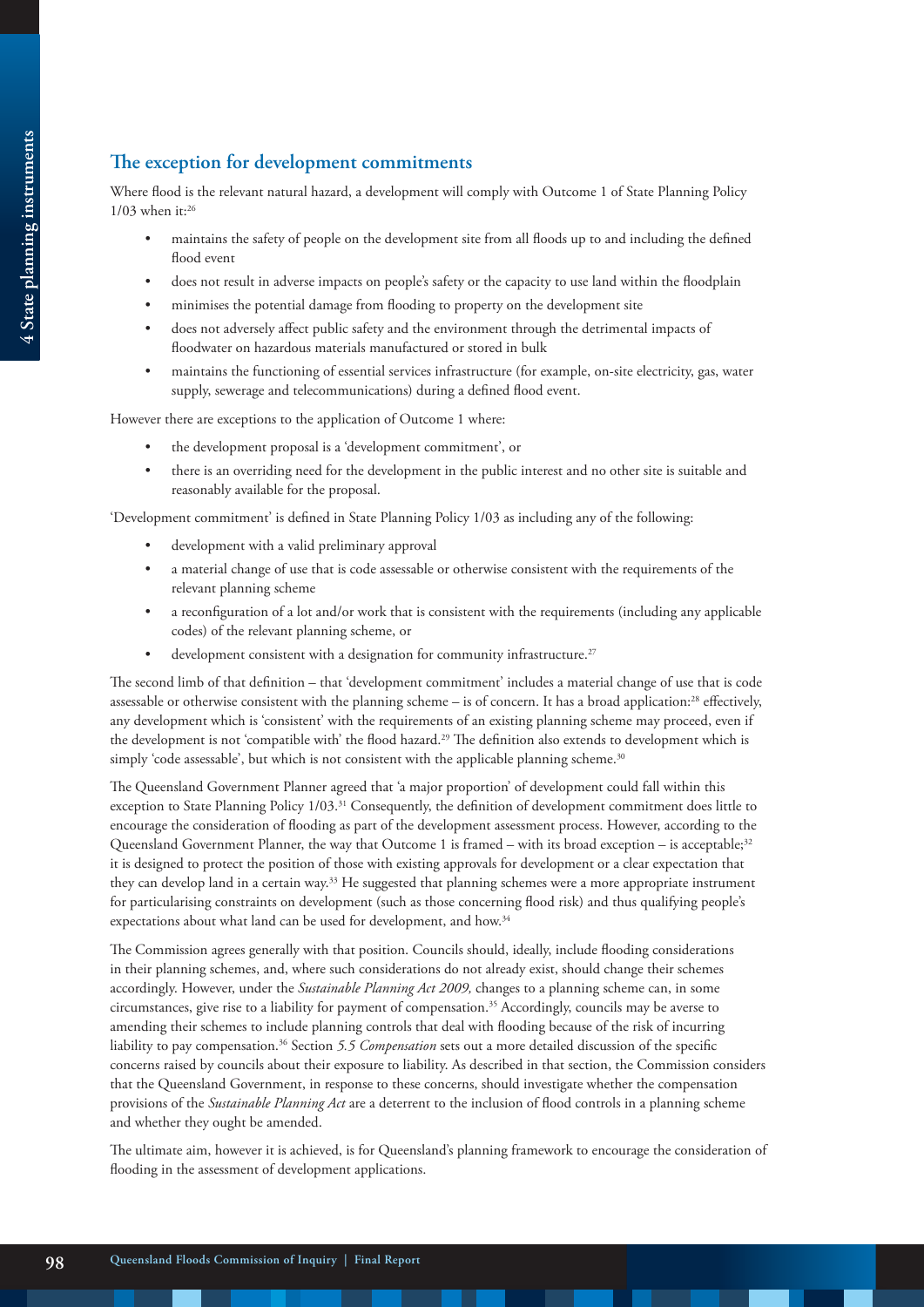## The exception for development commitments

Where flood is the relevant natural hazard, a development will comply with Outcome 1 of State Planning Policy 1/03 when it:[26]

- maintains the safety of people on the development site from all floods up to and including the defined flood event
- does not result in adverse impacts on people's safety or the capacity to use land within the floodplain
- minimises the potential damage from flooding to property on the development site
- does not adversely affect public safety and the environment through the detrimental impacts of floodwater on hazardous materials manufactured or stored in bulk
- maintains the functioning of essential services infrastructure (for example, on-site electricity, gas, water supply, sewerage and telecommunications) during a defined flood event.

However there are exceptions to the application of Outcome 1 where:

- the development proposal is a 'development commitment', or
- there is an overriding need for the development in the public interest and no other site is suitable and reasonably available for the proposal.

'Development commitment' is defined in State Planning Policy 1/03 as including any of the following:

- development with a valid preliminary approval
- a material change of use that is code assessable or otherwise consistent with the requirements of the relevant planning scheme
- a reconfiguration of a lot and/or work that is consistent with the requirements (including any applicable codes) of the relevant planning scheme, or
- development consistent with a designation for community infrastructure.[27]

The second limb of that definition – that 'development commitment' includes a material change of use that is code assessable or otherwise consistent with the planning scheme – is of concern. It has a broad application:[28] effectively, any development which is 'consistent' with the requirements of an existing planning scheme may proceed, even if the development is not 'compatible with' the flood hazard.[29] The definition also extends to development which is simply 'code assessable', but which is not consistent with the applicable planning scheme.[30]

The Queensland Government Planner agreed that 'a major proportion' of development could fall within this exception to State Planning Policy 1/03.[31] Consequently, the definition of development commitment does little to encourage the consideration of flooding as part of the development assessment process. However, according to the Queensland Government Planner, the way that Outcome 1 is framed – with its broad exception – is acceptable;[32] it is designed to protect the position of those with existing approvals for development or a clear expectation that they can develop land in a certain way.[33] He suggested that planning schemes were a more appropriate instrument for particularising constraints on development (such as those concerning flood risk) and thus qualifying people's expectations about what land can be used for development, and how.[34]

The Commission agrees generally with that position. Councils should, ideally, include flooding considerations in their planning schemes, and, where such considerations do not already exist, should change their schemes accordingly. However, under the *Sustainable Planning Act 2009,* changes to a planning scheme can, in some circumstances, give rise to a liability for payment of compensation.[35] Accordingly, councils may be averse to amending their schemes to include planning controls that deal with flooding because of the risk of incurring liability to pay compensation.[36] Section *5.5 Compensation* sets out a more detailed discussion of the specific concerns raised by councils about their exposure to liability. As described in that section, the Commission considers that the Queensland Government, in response to these concerns, should investigate whether the compensation provisions of the *Sustainable Planning Act* are a deterrent to the inclusion of flood controls in a planning scheme and whether they ought be amended.

The ultimate aim, however it is achieved, is for Queensland's planning framework to encourage the consideration of flooding in the assessment of development applications.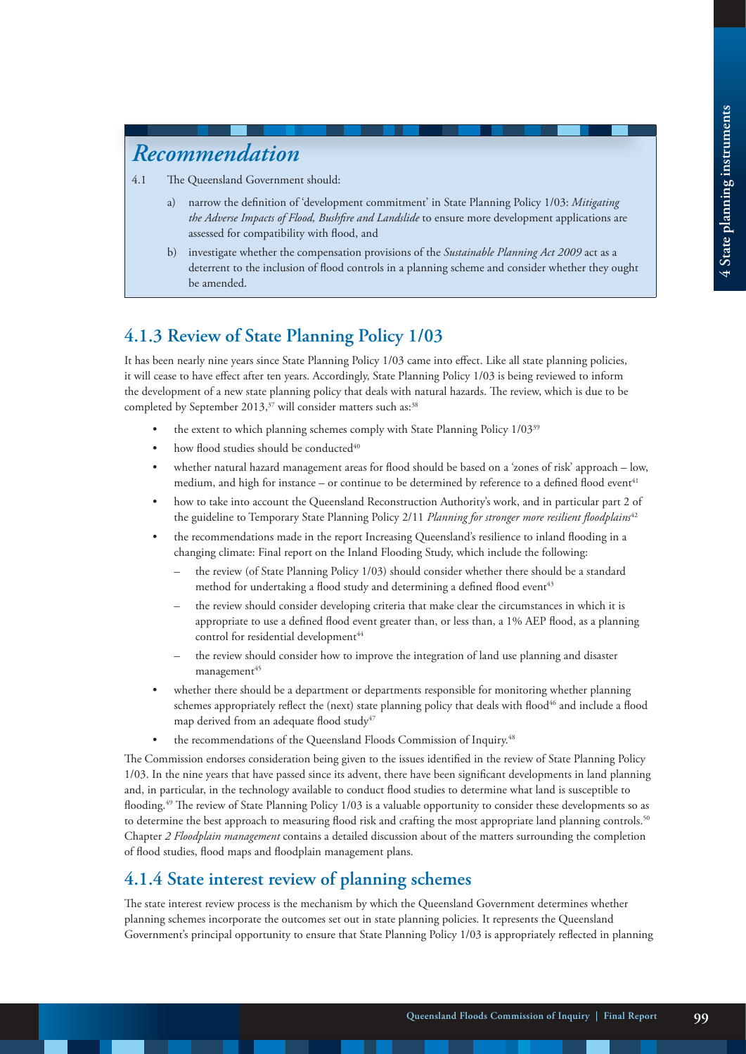## *Recommendation*

4.1 The Queensland Government should:

a) narrow the definition of 'development commitment' in State Planning Policy 1/03: *Mitigating the Adverse Impacts of Flood, Bushfire and Landslide* to ensure more development applications are assessed for compatibility with flood, and

b) investigate whether the compensation provisions of the *Sustainable Planning Act 2009* act as a deterrent to the inclusion of flood controls in a planning scheme and consider whether they ought be amended.

### 4.1.3 Review of State Planning Policy 1/03

It has been nearly nine years since State Planning Policy 1/03 came into effect. Like all state planning policies, it will cease to have effect after ten years. Accordingly, State Planning Policy 1/03 is being reviewed to inform the development of a new state planning policy that deals with natural hazards. The review, which is due to be completed by September 2013,[37] will consider matters such as:[38]

- the extent to which planning schemes comply with State Planning Policy 1/03[39]
- how flood studies should be conducted[40]
- whether natural hazard management areas for flood should be based on a 'zones of risk' approach – low, medium, and high for instance – or continue to be determined by reference to a defined flood event[41]
- how to take into account the Queensland Reconstruction Authority's work, and in particular part 2 of the guideline to Temporary State Planning Policy 2/11 *Planning for stronger more resilient floodplains*[42]
- the recommendations made in the report Increasing Queensland's resilience to inland flooding in a changing climate: Final report on the Inland Flooding Study, which include the following:
  - the review (of State Planning Policy 1/03) should consider whether there should be a standard method for undertaking a flood study and determining a defined flood event[43]
  - the review should consider developing criteria that make clear the circumstances in which it is appropriate to use a defined flood event greater than, or less than, a 1% AEP flood, as a planning control for residential development[44]
  - the review should consider how to improve the integration of land use planning and disaster management[45]
- whether there should be a department or departments responsible for monitoring whether planning schemes appropriately reflect the (next) state planning policy that deals with flood[46] and include a flood map derived from an adequate flood study[47]
- the recommendations of the Queensland Floods Commission of Inquiry.[48]

The Commission endorses consideration being given to the issues identified in the review of State Planning Policy 1/03. In the nine years that have passed since its advent, there have been significant developments in land planning and, in particular, in the technology available to conduct flood studies to determine what land is susceptible to flooding.[49] The review of State Planning Policy 1/03 is a valuable opportunity to consider these developments so as to determine the best approach to measuring flood risk and crafting the most appropriate land planning controls.[50] Chapter *2 Floodplain management* contains a detailed discussion about of the matters surrounding the completion of flood studies, flood maps and floodplain management plans.

### 4.1.4 State interest review of planning schemes

The state interest review process is the mechanism by which the Queensland Government determines whether planning schemes incorporate the outcomes set out in state planning policies. It represents the Queensland Government's principal opportunity to ensure that State Planning Policy 1/03 is appropriately reflected in planning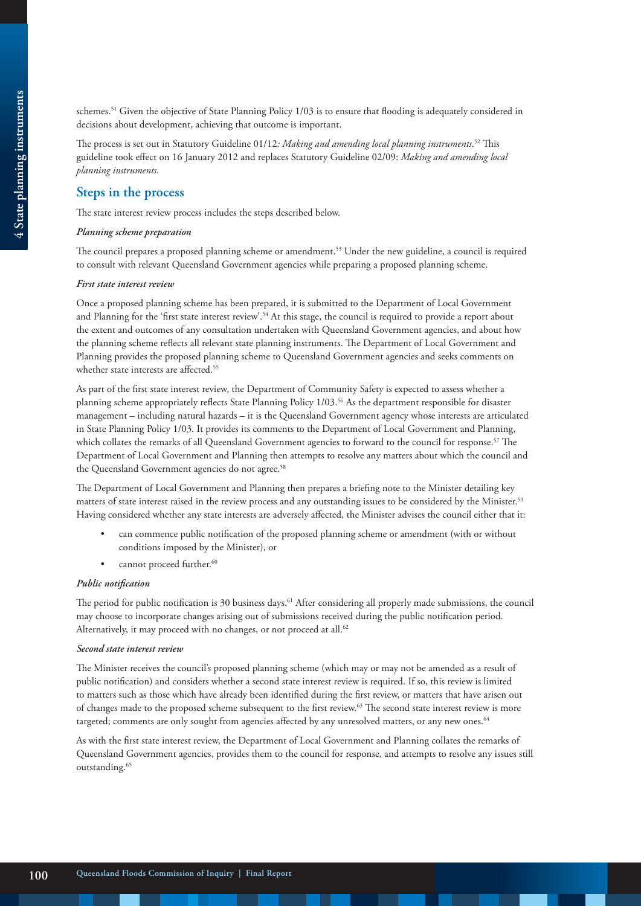schemes.[51] Given the objective of State Planning Policy 1/03 is to ensure that flooding is adequately considered in decisions about development, achieving that outcome is important.

The process is set out in Statutory Guideline 01/12*: Making and amending local planning instruments*.[52] This guideline took effect on 16 January 2012 and replaces Statutory Guideline 02/09: *Making and amending local planning instruments.*

## Steps in the process

The state interest review process includes the steps described below.

***Planning scheme preparation***

The council prepares a proposed planning scheme or amendment.[53] Under the new guideline, a council is required to consult with relevant Queensland Government agencies while preparing a proposed planning scheme.

***First state interest review***

Once a proposed planning scheme has been prepared, it is submitted to the Department of Local Government and Planning for the 'first state interest review'.[54] At this stage, the council is required to provide a report about the extent and outcomes of any consultation undertaken with Queensland Government agencies, and about how the planning scheme reflects all relevant state planning instruments. The Department of Local Government and Planning provides the proposed planning scheme to Queensland Government agencies and seeks comments on whether state interests are affected.[55]

As part of the first state interest review, the Department of Community Safety is expected to assess whether a planning scheme appropriately reflects State Planning Policy 1/03.[56] As the department responsible for disaster management – including natural hazards – it is the Queensland Government agency whose interests are articulated in State Planning Policy 1/03. It provides its comments to the Department of Local Government and Planning, which collates the remarks of all Queensland Government agencies to forward to the council for response.[57] The Department of Local Government and Planning then attempts to resolve any matters about which the council and the Queensland Government agencies do not agree.[58]

The Department of Local Government and Planning then prepares a briefing note to the Minister detailing key matters of state interest raised in the review process and any outstanding issues to be considered by the Minister.[59] Having considered whether any state interests are adversely affected, the Minister advises the council either that it:

- can commence public notification of the proposed planning scheme or amendment (with or without conditions imposed by the Minister), or
- cannot proceed further.[60]

***Public notification***

The period for public notification is 30 business days.[61] After considering all properly made submissions, the council may choose to incorporate changes arising out of submissions received during the public notification period. Alternatively, it may proceed with no changes, or not proceed at all.[62]

***Second state interest review***

The Minister receives the council's proposed planning scheme (which may or may not be amended as a result of public notification) and considers whether a second state interest review is required. If so, this review is limited to matters such as those which have already been identified during the first review, or matters that have arisen out of changes made to the proposed scheme subsequent to the first review.[63] The second state interest review is more targeted; comments are only sought from agencies affected by any unresolved matters, or any new ones.[64]

As with the first state interest review, the Department of Local Government and Planning collates the remarks of Queensland Government agencies, provides them to the council for response, and attempts to resolve any issues still outstanding.[65]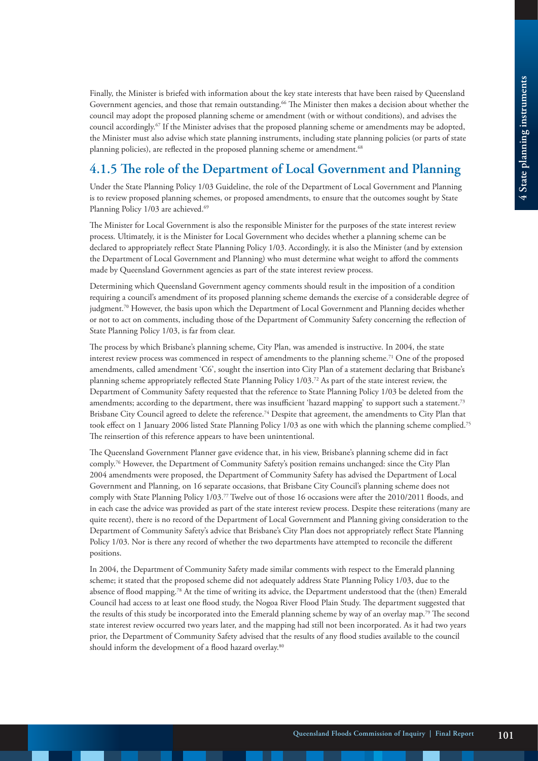Finally, the Minister is briefed with information about the key state interests that have been raised by Queensland Government agencies, and those that remain outstanding.[66] The Minister then makes a decision about whether the council may adopt the proposed planning scheme or amendment (with or without conditions), and advises the council accordingly.[67] If the Minister advises that the proposed planning scheme or amendments may be adopted, the Minister must also advise which state planning instruments, including state planning policies (or parts of state planning policies), are reflected in the proposed planning scheme or amendment.[68]

## 4.1.5 The role of the Department of Local Government and Planning

Under the State Planning Policy 1/03 Guideline, the role of the Department of Local Government and Planning is to review proposed planning schemes, or proposed amendments, to ensure that the outcomes sought by State Planning Policy 1/03 are achieved.[69]

The Minister for Local Government is also the responsible Minister for the purposes of the state interest review process. Ultimately, it is the Minister for Local Government who decides whether a planning scheme can be declared to appropriately reflect State Planning Policy 1/03. Accordingly, it is also the Minister (and by extension the Department of Local Government and Planning) who must determine what weight to afford the comments made by Queensland Government agencies as part of the state interest review process.

Determining which Queensland Government agency comments should result in the imposition of a condition requiring a council's amendment of its proposed planning scheme demands the exercise of a considerable degree of judgment.[70] However, the basis upon which the Department of Local Government and Planning decides whether or not to act on comments, including those of the Department of Community Safety concerning the reflection of State Planning Policy 1/03, is far from clear.

The process by which Brisbane's planning scheme, City Plan, was amended is instructive. In 2004, the state interest review process was commenced in respect of amendments to the planning scheme.[71] One of the proposed amendments, called amendment 'C6', sought the insertion into City Plan of a statement declaring that Brisbane's planning scheme appropriately reflected State Planning Policy 1/03.[72] As part of the state interest review, the Department of Community Safety requested that the reference to State Planning Policy 1/03 be deleted from the amendments; according to the department, there was insufficient 'hazard mapping' to support such a statement.[73] Brisbane City Council agreed to delete the reference.[74] Despite that agreement, the amendments to City Plan that took effect on 1 January 2006 listed State Planning Policy 1/03 as one with which the planning scheme complied.[75] The reinsertion of this reference appears to have been unintentional.

The Queensland Government Planner gave evidence that, in his view, Brisbane's planning scheme did in fact comply.[76] However, the Department of Community Safety's position remains unchanged: since the City Plan 2004 amendments were proposed, the Department of Community Safety has advised the Department of Local Government and Planning, on 16 separate occasions, that Brisbane City Council's planning scheme does not comply with State Planning Policy 1/03.[77] Twelve out of those 16 occasions were after the 2010/2011 floods, and in each case the advice was provided as part of the state interest review process. Despite these reiterations (many are quite recent), there is no record of the Department of Local Government and Planning giving consideration to the Department of Community Safety's advice that Brisbane's City Plan does not appropriately reflect State Planning Policy 1/03. Nor is there any record of whether the two departments have attempted to reconcile the different positions.

In 2004, the Department of Community Safety made similar comments with respect to the Emerald planning scheme; it stated that the proposed scheme did not adequately address State Planning Policy 1/03, due to the absence of flood mapping.[78] At the time of writing its advice, the Department understood that the (then) Emerald Council had access to at least one flood study, the Nogoa River Flood Plain Study. The department suggested that the results of this study be incorporated into the Emerald planning scheme by way of an overlay map.[79] The second state interest review occurred two years later, and the mapping had still not been incorporated. As it had two years prior, the Department of Community Safety advised that the results of any flood studies available to the council should inform the development of a flood hazard overlay.[80]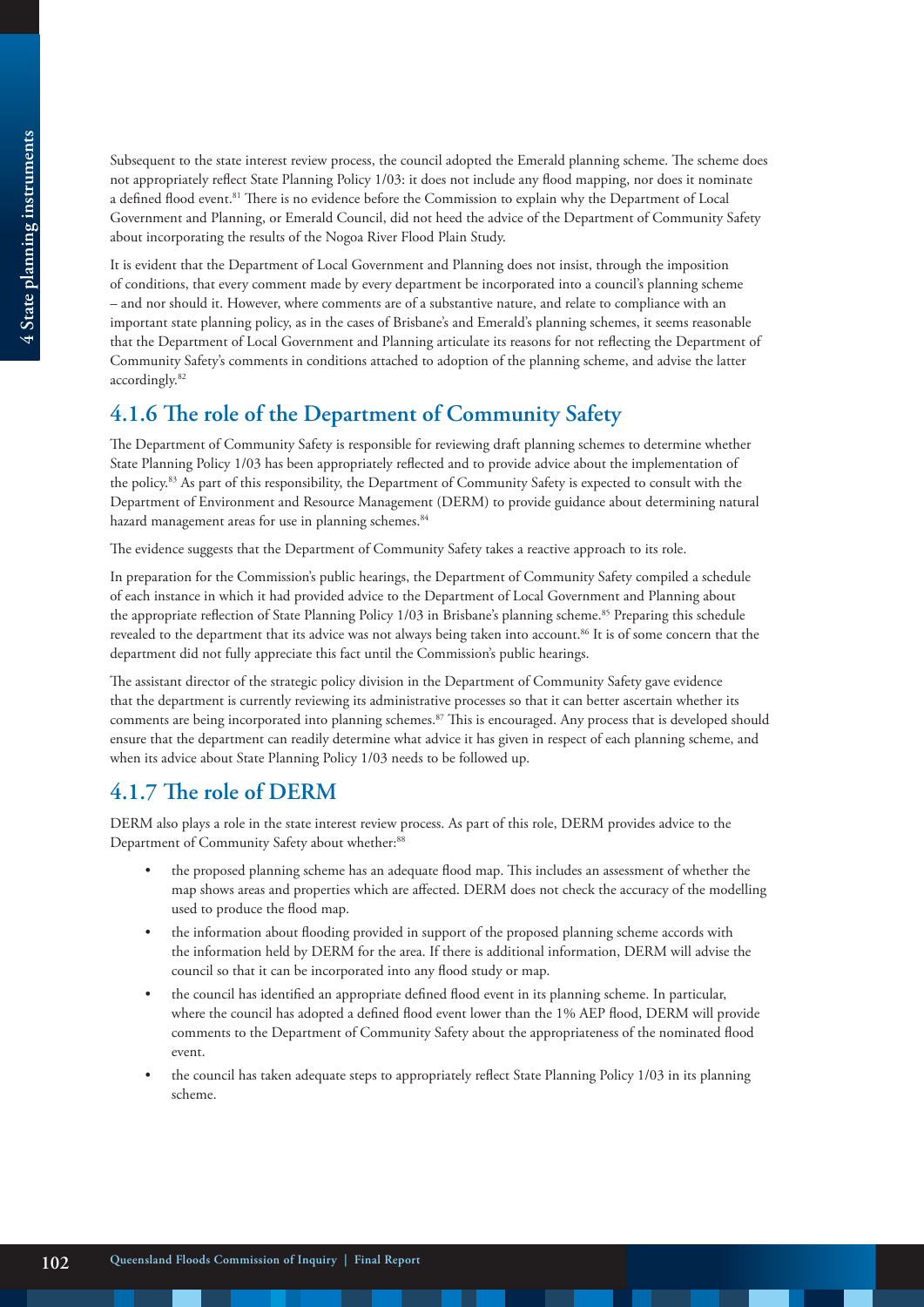Subsequent to the state interest review process, the council adopted the Emerald planning scheme. The scheme does not appropriately reflect State Planning Policy 1/03: it does not include any flood mapping, nor does it nominate a defined flood event.[81] There is no evidence before the Commission to explain why the Department of Local Government and Planning, or Emerald Council, did not heed the advice of the Department of Community Safety about incorporating the results of the Nogoa River Flood Plain Study.

It is evident that the Department of Local Government and Planning does not insist, through the imposition of conditions, that every comment made by every department be incorporated into a council's planning scheme – and nor should it. However, where comments are of a substantive nature, and relate to compliance with an important state planning policy, as in the cases of Brisbane's and Emerald's planning schemes, it seems reasonable that the Department of Local Government and Planning articulate its reasons for not reflecting the Department of Community Safety's comments in conditions attached to adoption of the planning scheme, and advise the latter accordingly.[82]

## 4.1.6 The role of the Department of Community Safety

The Department of Community Safety is responsible for reviewing draft planning schemes to determine whether State Planning Policy 1/03 has been appropriately reflected and to provide advice about the implementation of the policy.[83] As part of this responsibility, the Department of Community Safety is expected to consult with the Department of Environment and Resource Management (DERM) to provide guidance about determining natural hazard management areas for use in planning schemes.[84]

The evidence suggests that the Department of Community Safety takes a reactive approach to its role.

In preparation for the Commission's public hearings, the Department of Community Safety compiled a schedule of each instance in which it had provided advice to the Department of Local Government and Planning about the appropriate reflection of State Planning Policy 1/03 in Brisbane's planning scheme.[85] Preparing this schedule revealed to the department that its advice was not always being taken into account.[86] It is of some concern that the department did not fully appreciate this fact until the Commission's public hearings.

The assistant director of the strategic policy division in the Department of Community Safety gave evidence that the department is currently reviewing its administrative processes so that it can better ascertain whether its comments are being incorporated into planning schemes.[87] This is encouraged. Any process that is developed should ensure that the department can readily determine what advice it has given in respect of each planning scheme, and when its advice about State Planning Policy 1/03 needs to be followed up.

## 4.1.7 The role of DERM

DERM also plays a role in the state interest review process. As part of this role, DERM provides advice to the Department of Community Safety about whether:[88]

- the proposed planning scheme has an adequate flood map. This includes an assessment of whether the map shows areas and properties which are affected. DERM does not check the accuracy of the modelling used to produce the flood map.
- the information about flooding provided in support of the proposed planning scheme accords with the information held by DERM for the area. If there is additional information, DERM will advise the council so that it can be incorporated into any flood study or map.
- the council has identified an appropriate defined flood event in its planning scheme. In particular, where the council has adopted a defined flood event lower than the 1% AEP flood, DERM will provide comments to the Department of Community Safety about the appropriateness of the nominated flood event.
- the council has taken adequate steps to appropriately reflect State Planning Policy 1/03 in its planning scheme.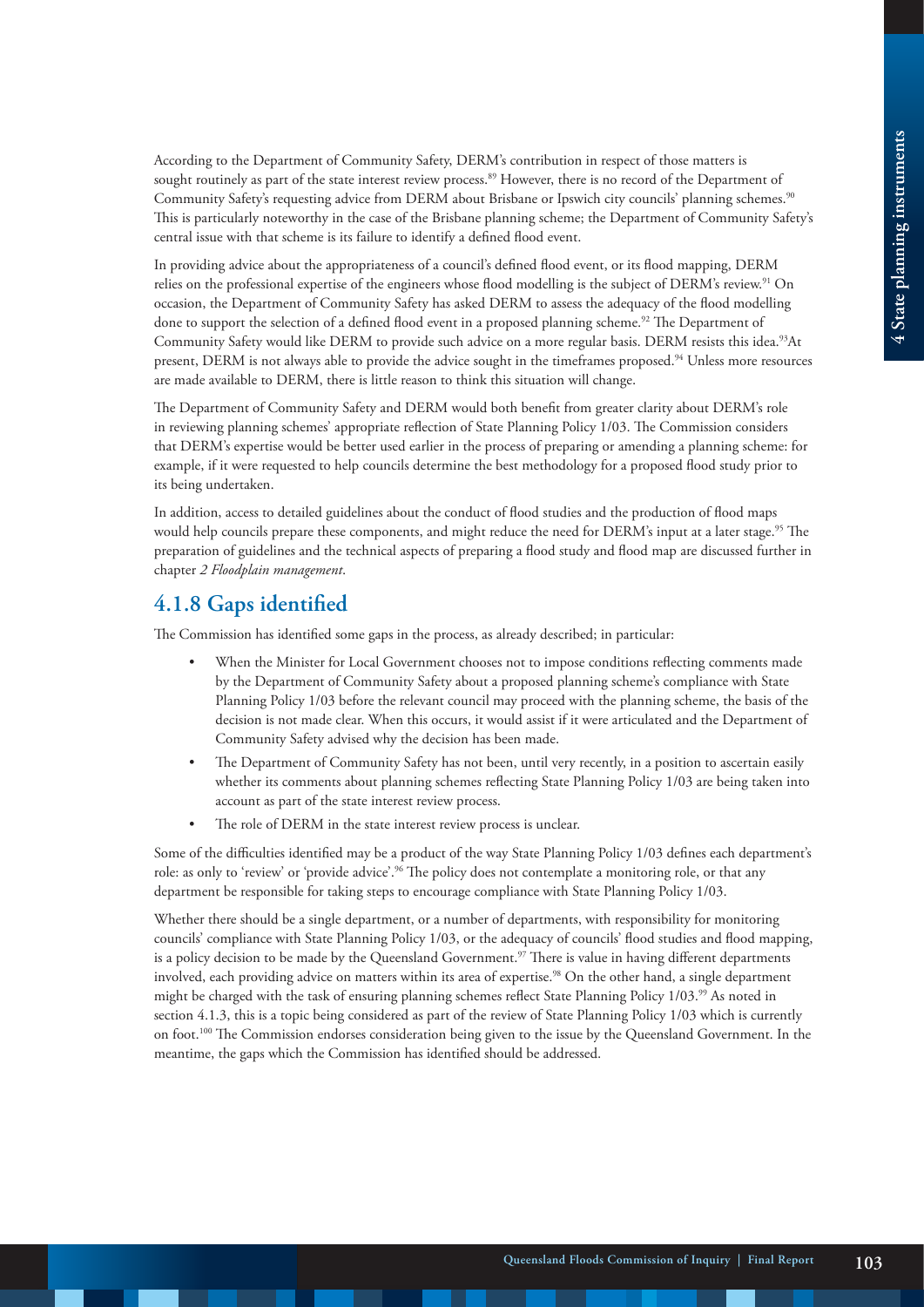According to the Department of Community Safety, DERM's contribution in respect of those matters is sought routinely as part of the state interest review process.[89] However, there is no record of the Department of Community Safety's requesting advice from DERM about Brisbane or Ipswich city councils' planning schemes.[90] This is particularly noteworthy in the case of the Brisbane planning scheme; the Department of Community Safety's central issue with that scheme is its failure to identify a defined flood event.

In providing advice about the appropriateness of a council's defined flood event, or its flood mapping, DERM relies on the professional expertise of the engineers whose flood modelling is the subject of DERM's review.[91] On occasion, the Department of Community Safety has asked DERM to assess the adequacy of the flood modelling done to support the selection of a defined flood event in a proposed planning scheme.[92] The Department of Community Safety would like DERM to provide such advice on a more regular basis. DERM resists this idea.[93] At present, DERM is not always able to provide the advice sought in the timeframes proposed.[94] Unless more resources are made available to DERM, there is little reason to think this situation will change.

The Department of Community Safety and DERM would both benefit from greater clarity about DERM's role in reviewing planning schemes' appropriate reflection of State Planning Policy 1/03. The Commission considers that DERM's expertise would be better used earlier in the process of preparing or amending a planning scheme: for example, if it were requested to help councils determine the best methodology for a proposed flood study prior to its being undertaken.

In addition, access to detailed guidelines about the conduct of flood studies and the production of flood maps would help councils prepare these components, and might reduce the need for DERM's input at a later stage.[95] The preparation of guidelines and the technical aspects of preparing a flood study and flood map are discussed further in chapter *2 Floodplain management*.

## 4.1.8 Gaps identified

The Commission has identified some gaps in the process, as already described; in particular:

- When the Minister for Local Government chooses not to impose conditions reflecting comments made by the Department of Community Safety about a proposed planning scheme's compliance with State Planning Policy 1/03 before the relevant council may proceed with the planning scheme, the basis of the decision is not made clear. When this occurs, it would assist if it were articulated and the Department of Community Safety advised why the decision has been made.
- The Department of Community Safety has not been, until very recently, in a position to ascertain easily whether its comments about planning schemes reflecting State Planning Policy 1/03 are being taken into account as part of the state interest review process.
- The role of DERM in the state interest review process is unclear.

Some of the difficulties identified may be a product of the way State Planning Policy 1/03 defines each department's role: as only to 'review' or 'provide advice'.[96] The policy does not contemplate a monitoring role, or that any department be responsible for taking steps to encourage compliance with State Planning Policy 1/03.

Whether there should be a single department, or a number of departments, with responsibility for monitoring councils' compliance with State Planning Policy 1/03, or the adequacy of councils' flood studies and flood mapping, is a policy decision to be made by the Queensland Government.[97] There is value in having different departments involved, each providing advice on matters within its area of expertise.[98] On the other hand, a single department might be charged with the task of ensuring planning schemes reflect State Planning Policy 1/03.[99] As noted in section 4.1.3, this is a topic being considered as part of the review of State Planning Policy 1/03 which is currently on foot.[100] The Commission endorses consideration being given to the issue by the Queensland Government. In the meantime, the gaps which the Commission has identified should be addressed.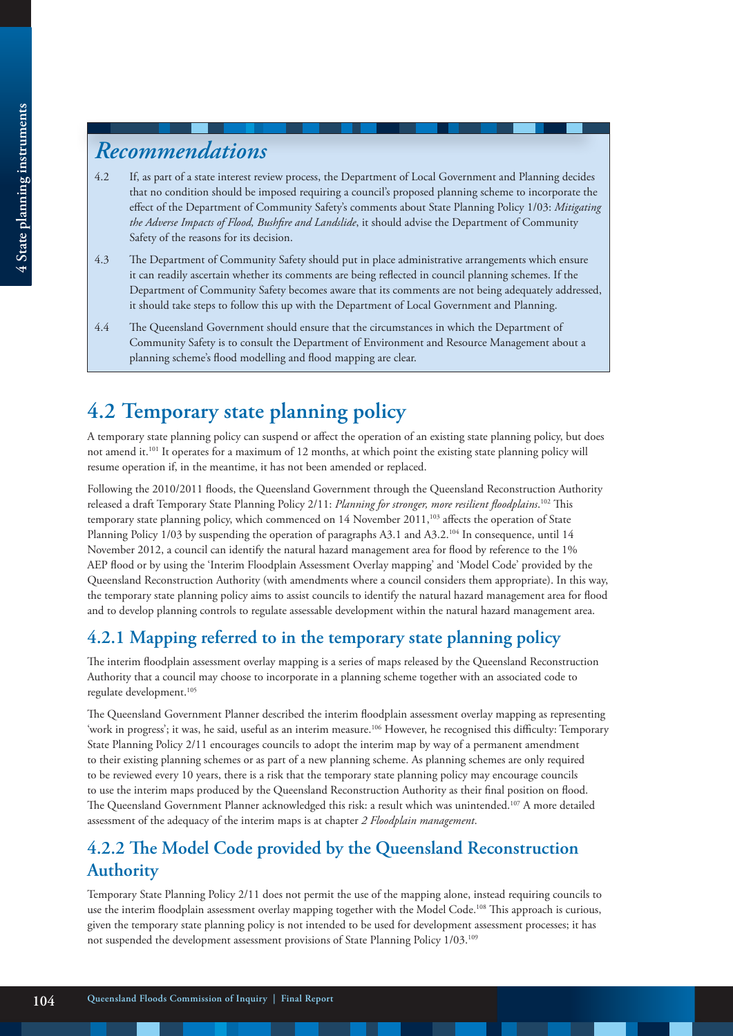## Recommendations

4.2 If, as part of a state interest review process, the Department of Local Government and Planning decides that no condition should be imposed requiring a council's proposed planning scheme to incorporate the effect of the Department of Community Safety's comments about State Planning Policy 1/03: *Mitigating the Adverse Impacts of Flood, Bushfire and Landslide*, it should advise the Department of Community Safety of the reasons for its decision.

4.3 The Department of Community Safety should put in place administrative arrangements which ensure it can readily ascertain whether its comments are being reflected in council planning schemes. If the Department of Community Safety becomes aware that its comments are not being adequately addressed, it should take steps to follow this up with the Department of Local Government and Planning.

4.4 The Queensland Government should ensure that the circumstances in which the Department of Community Safety is to consult the Department of Environment and Resource Management about a planning scheme's flood modelling and flood mapping are clear.

## 4.2 Temporary state planning policy

A temporary state planning policy can suspend or affect the operation of an existing state planning policy, but does not amend it.[101] It operates for a maximum of 12 months, at which point the existing state planning policy will resume operation if, in the meantime, it has not been amended or replaced.

Following the 2010/2011 floods, the Queensland Government through the Queensland Reconstruction Authority released a draft Temporary State Planning Policy 2/11: *Planning for stronger, more resilient floodplains*.[102] This temporary state planning policy, which commenced on 14 November 2011,[103] affects the operation of State Planning Policy 1/03 by suspending the operation of paragraphs A3.1 and A3.2.[104] In consequence, until 14 November 2012, a council can identify the natural hazard management area for flood by reference to the 1% AEP flood or by using the 'Interim Floodplain Assessment Overlay mapping' and 'Model Code' provided by the Queensland Reconstruction Authority (with amendments where a council considers them appropriate). In this way, the temporary state planning policy aims to assist councils to identify the natural hazard management area for flood and to develop planning controls to regulate assessable development within the natural hazard management area.

### 4.2.1 Mapping referred to in the temporary state planning policy

The interim floodplain assessment overlay mapping is a series of maps released by the Queensland Reconstruction Authority that a council may choose to incorporate in a planning scheme together with an associated code to regulate development.[105]

The Queensland Government Planner described the interim floodplain assessment overlay mapping as representing 'work in progress'; it was, he said, useful as an interim measure.[106] However, he recognised this difficulty: Temporary State Planning Policy 2/11 encourages councils to adopt the interim map by way of a permanent amendment to their existing planning schemes or as part of a new planning scheme. As planning schemes are only required to be reviewed every 10 years, there is a risk that the temporary state planning policy may encourage councils to use the interim maps produced by the Queensland Reconstruction Authority as their final position on flood. The Queensland Government Planner acknowledged this risk: a result which was unintended.[107] A more detailed assessment of the adequacy of the interim maps is at chapter *2 Floodplain management*.

### 4.2.2 The Model Code provided by the Queensland Reconstruction Authority

Temporary State Planning Policy 2/11 does not permit the use of the mapping alone, instead requiring councils to use the interim floodplain assessment overlay mapping together with the Model Code.[108] This approach is curious, given the temporary state planning policy is not intended to be used for development assessment processes; it has not suspended the development assessment provisions of State Planning Policy 1/03.[109]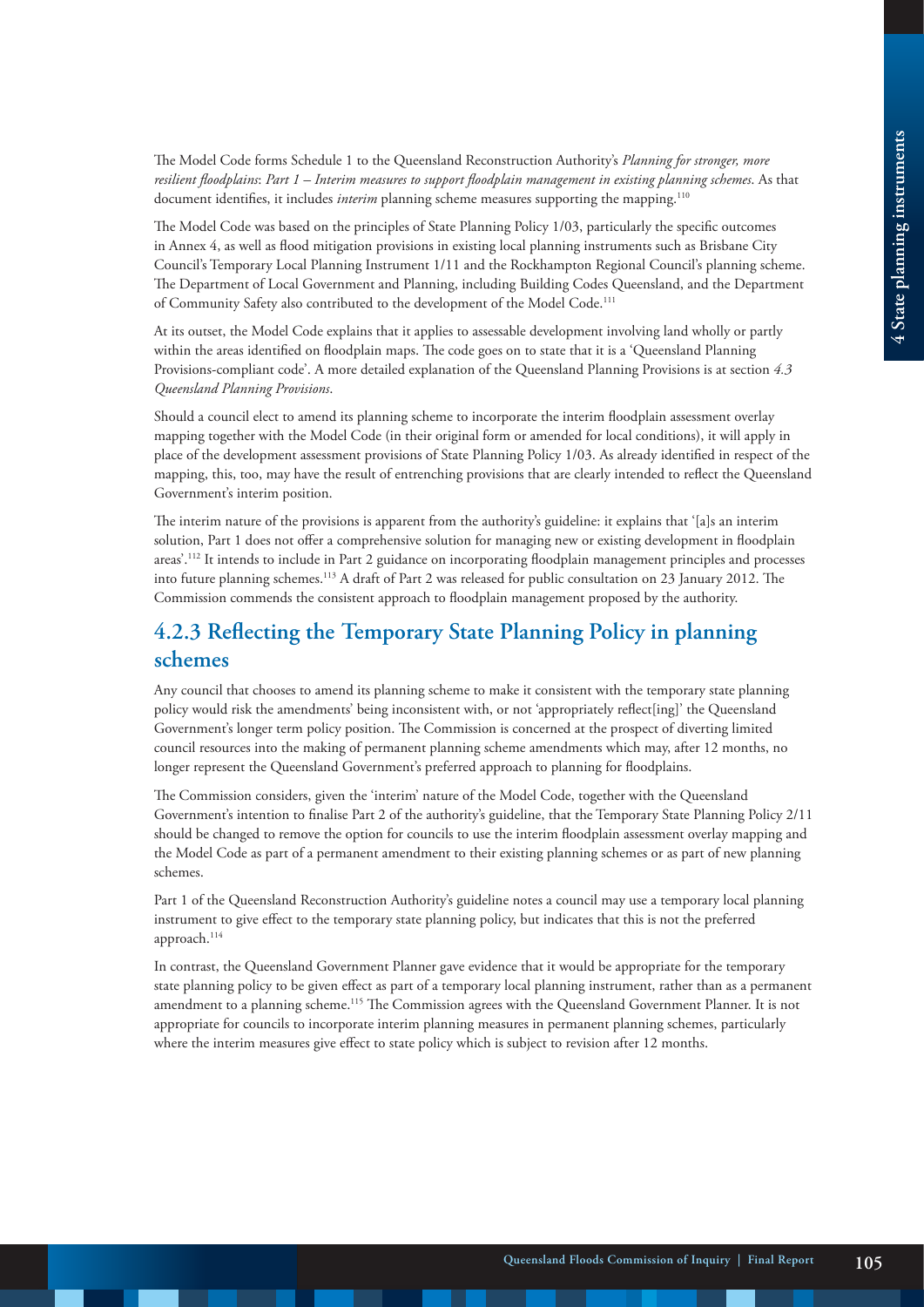The Model Code forms Schedule 1 to the Queensland Reconstruction Authority's *Planning for stronger, more resilient floodplains: Part 1 – Interim measures to support floodplain management in existing planning schemes*. As that document identifies, it includes *interim* planning scheme measures supporting the mapping.[110]

The Model Code was based on the principles of State Planning Policy 1/03, particularly the specific outcomes in Annex 4, as well as flood mitigation provisions in existing local planning instruments such as Brisbane City Council's Temporary Local Planning Instrument 1/11 and the Rockhampton Regional Council's planning scheme. The Department of Local Government and Planning, including Building Codes Queensland, and the Department of Community Safety also contributed to the development of the Model Code.[111]

At its outset, the Model Code explains that it applies to assessable development involving land wholly or partly within the areas identified on floodplain maps. The code goes on to state that it is a 'Queensland Planning Provisions-compliant code'. A more detailed explanation of the Queensland Planning Provisions is at section *4.3 Queensland Planning Provisions*.

Should a council elect to amend its planning scheme to incorporate the interim floodplain assessment overlay mapping together with the Model Code (in their original form or amended for local conditions), it will apply in place of the development assessment provisions of State Planning Policy 1/03. As already identified in respect of the mapping, this, too, may have the result of entrenching provisions that are clearly intended to reflect the Queensland Government's interim position.

The interim nature of the provisions is apparent from the authority's guideline: it explains that '[a]s an interim solution, Part 1 does not offer a comprehensive solution for managing new or existing development in floodplain areas'.[112] It intends to include in Part 2 guidance on incorporating floodplain management principles and processes into future planning schemes.[113] A draft of Part 2 was released for public consultation on 23 January 2012. The Commission commends the consistent approach to floodplain management proposed by the authority.

### 4.2.3 Reflecting the Temporary State Planning Policy in planning schemes

Any council that chooses to amend its planning scheme to make it consistent with the temporary state planning policy would risk the amendments' being inconsistent with, or not 'appropriately reflect[ing]' the Queensland Government's longer term policy position. The Commission is concerned at the prospect of diverting limited council resources into the making of permanent planning scheme amendments which may, after 12 months, no longer represent the Queensland Government's preferred approach to planning for floodplains.

The Commission considers, given the 'interim' nature of the Model Code, together with the Queensland Government's intention to finalise Part 2 of the authority's guideline, that the Temporary State Planning Policy 2/11 should be changed to remove the option for councils to use the interim floodplain assessment overlay mapping and the Model Code as part of a permanent amendment to their existing planning schemes or as part of new planning schemes.

Part 1 of the Queensland Reconstruction Authority's guideline notes a council may use a temporary local planning instrument to give effect to the temporary state planning policy, but indicates that this is not the preferred approach.[114]

In contrast, the Queensland Government Planner gave evidence that it would be appropriate for the temporary state planning policy to be given effect as part of a temporary local planning instrument, rather than as a permanent amendment to a planning scheme.[115] The Commission agrees with the Queensland Government Planner. It is not appropriate for councils to incorporate interim planning measures in permanent planning schemes, particularly where the interim measures give effect to state policy which is subject to revision after 12 months.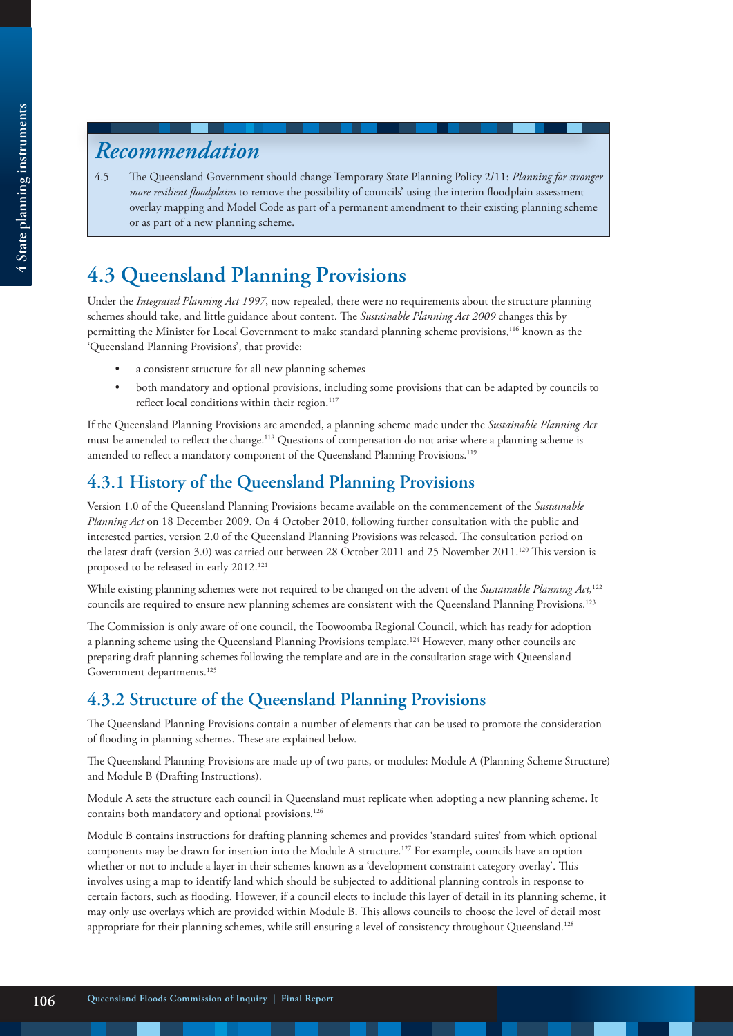## Recommendation

4.5 The Queensland Government should change Temporary State Planning Policy 2/11: *Planning for stronger more resilient floodplains* to remove the possibility of councils' using the interim floodplain assessment overlay mapping and Model Code as part of a permanent amendment to their existing planning scheme or as part of a new planning scheme.

# 4.3 Queensland Planning Provisions

Under the *Integrated Planning Act 1997*, now repealed, there were no requirements about the structure planning schemes should take, and little guidance about content. The *Sustainable Planning Act 2009* changes this by permitting the Minister for Local Government to make standard planning scheme provisions,[116] known as the 'Queensland Planning Provisions', that provide:

- a consistent structure for all new planning schemes
- both mandatory and optional provisions, including some provisions that can be adapted by councils to reflect local conditions within their region.[117]

If the Queensland Planning Provisions are amended, a planning scheme made under the *Sustainable Planning Act* must be amended to reflect the change.[118] Questions of compensation do not arise where a planning scheme is amended to reflect a mandatory component of the Queensland Planning Provisions.[119]

## 4.3.1 History of the Queensland Planning Provisions

Version 1.0 of the Queensland Planning Provisions became available on the commencement of the *Sustainable Planning Act* on 18 December 2009. On 4 October 2010, following further consultation with the public and interested parties, version 2.0 of the Queensland Planning Provisions was released. The consultation period on the latest draft (version 3.0) was carried out between 28 October 2011 and 25 November 2011.[120] This version is proposed to be released in early 2012.[121]

While existing planning schemes were not required to be changed on the advent of the *Sustainable Planning Act,*[122] councils are required to ensure new planning schemes are consistent with the Queensland Planning Provisions.[123]

The Commission is only aware of one council, the Toowoomba Regional Council, which has ready for adoption a planning scheme using the Queensland Planning Provisions template.[124] However, many other councils are preparing draft planning schemes following the template and are in the consultation stage with Queensland Government departments.[125]

## 4.3.2 Structure of the Queensland Planning Provisions

The Queensland Planning Provisions contain a number of elements that can be used to promote the consideration of flooding in planning schemes. These are explained below.

The Queensland Planning Provisions are made up of two parts, or modules: Module A (Planning Scheme Structure) and Module B (Drafting Instructions).

Module A sets the structure each council in Queensland must replicate when adopting a new planning scheme. It contains both mandatory and optional provisions.[126]

Module B contains instructions for drafting planning schemes and provides 'standard suites' from which optional components may be drawn for insertion into the Module A structure.[127] For example, councils have an option whether or not to include a layer in their schemes known as a 'development constraint category overlay'. This involves using a map to identify land which should be subjected to additional planning controls in response to certain factors, such as flooding. However, if a council elects to include this layer of detail in its planning scheme, it may only use overlays which are provided within Module B. This allows councils to choose the level of detail most appropriate for their planning schemes, while still ensuring a level of consistency throughout Queensland.[128]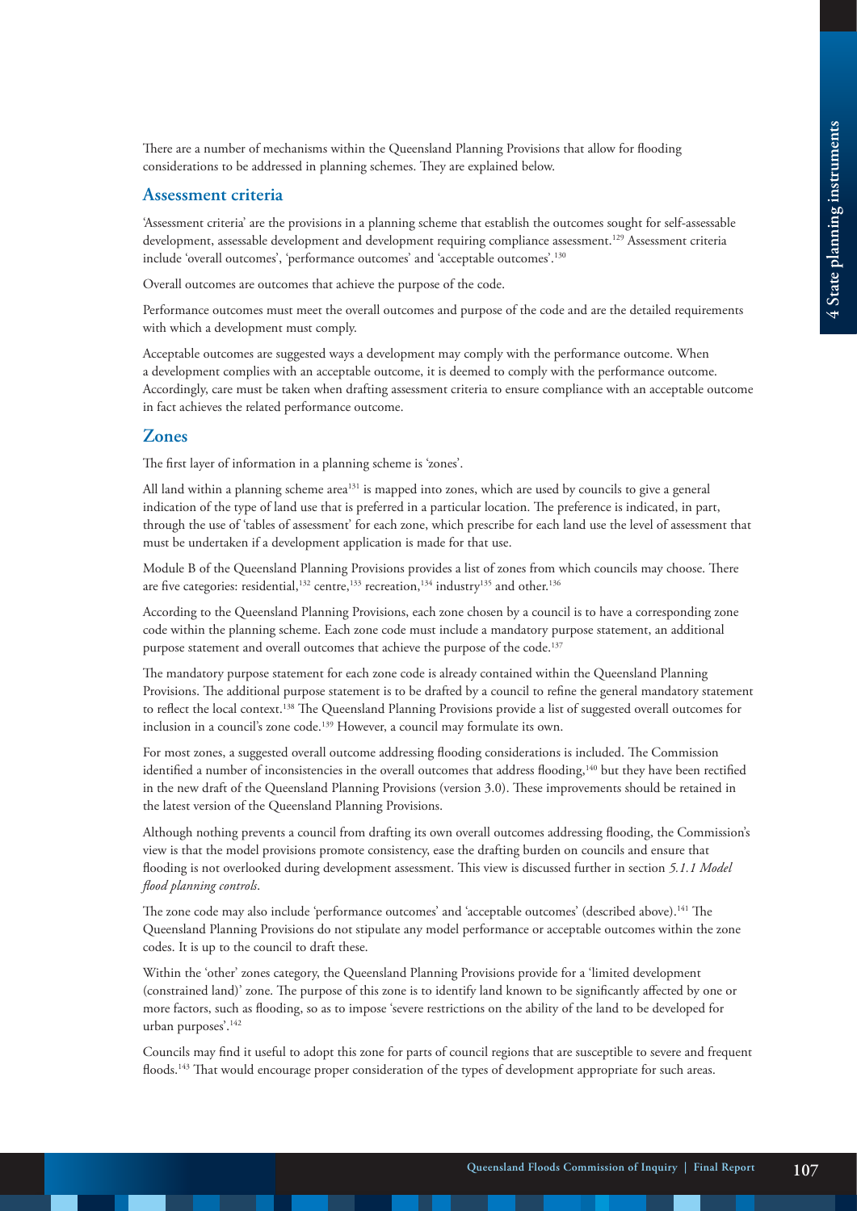There are a number of mechanisms within the Queensland Planning Provisions that allow for flooding considerations to be addressed in planning schemes. They are explained below.

## Assessment criteria

'Assessment criteria' are the provisions in a planning scheme that establish the outcomes sought for self-assessable development, assessable development and development requiring compliance assessment.[129] Assessment criteria include 'overall outcomes', 'performance outcomes' and 'acceptable outcomes'.[130]

Overall outcomes are outcomes that achieve the purpose of the code.

Performance outcomes must meet the overall outcomes and purpose of the code and are the detailed requirements with which a development must comply.

Acceptable outcomes are suggested ways a development may comply with the performance outcome. When a development complies with an acceptable outcome, it is deemed to comply with the performance outcome. Accordingly, care must be taken when drafting assessment criteria to ensure compliance with an acceptable outcome in fact achieves the related performance outcome.

## Zones

The first layer of information in a planning scheme is 'zones'.

All land within a planning scheme area[131] is mapped into zones, which are used by councils to give a general indication of the type of land use that is preferred in a particular location. The preference is indicated, in part, through the use of 'tables of assessment' for each zone, which prescribe for each land use the level of assessment that must be undertaken if a development application is made for that use.

Module B of the Queensland Planning Provisions provides a list of zones from which councils may choose. There are five categories: residential,[132] centre,[133] recreation,[134] industry[135] and other.[136]

According to the Queensland Planning Provisions, each zone chosen by a council is to have a corresponding zone code within the planning scheme. Each zone code must include a mandatory purpose statement, an additional purpose statement and overall outcomes that achieve the purpose of the code.[137]

The mandatory purpose statement for each zone code is already contained within the Queensland Planning Provisions. The additional purpose statement is to be drafted by a council to refine the general mandatory statement to reflect the local context.[138] The Queensland Planning Provisions provide a list of suggested overall outcomes for inclusion in a council's zone code.[139] However, a council may formulate its own.

For most zones, a suggested overall outcome addressing flooding considerations is included. The Commission identified a number of inconsistencies in the overall outcomes that address flooding,[140] but they have been rectified in the new draft of the Queensland Planning Provisions (version 3.0). These improvements should be retained in the latest version of the Queensland Planning Provisions.

Although nothing prevents a council from drafting its own overall outcomes addressing flooding, the Commission's view is that the model provisions promote consistency, ease the drafting burden on councils and ensure that flooding is not overlooked during development assessment. This view is discussed further in section *5.1.1 Model flood planning controls*.

The zone code may also include 'performance outcomes' and 'acceptable outcomes' (described above).[141] The Queensland Planning Provisions do not stipulate any model performance or acceptable outcomes within the zone codes. It is up to the council to draft these.

Within the 'other' zones category, the Queensland Planning Provisions provide for a 'limited development (constrained land)' zone. The purpose of this zone is to identify land known to be significantly affected by one or more factors, such as flooding, so as to impose 'severe restrictions on the ability of the land to be developed for urban purposes'.[142]

Councils may find it useful to adopt this zone for parts of council regions that are susceptible to severe and frequent floods.[143] That would encourage proper consideration of the types of development appropriate for such areas.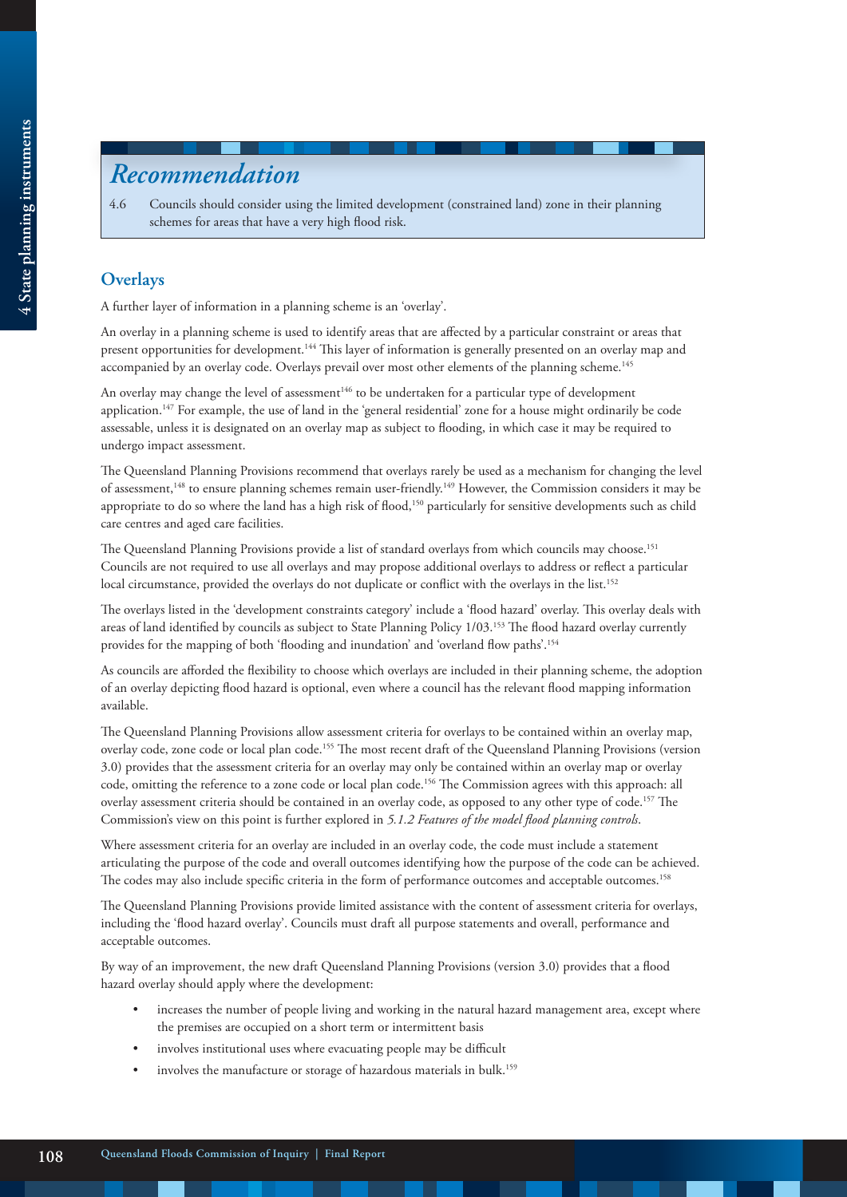## Recommendation

4.6 Councils should consider using the limited development (constrained land) zone in their planning schemes for areas that have a very high flood risk.

## Overlays

A further layer of information in a planning scheme is an 'overlay'.

An overlay in a planning scheme is used to identify areas that are affected by a particular constraint or areas that present opportunities for development.[144] This layer of information is generally presented on an overlay map and accompanied by an overlay code. Overlays prevail over most other elements of the planning scheme.[145]

An overlay may change the level of assessment[146] to be undertaken for a particular type of development application.[147] For example, the use of land in the 'general residential' zone for a house might ordinarily be code assessable, unless it is designated on an overlay map as subject to flooding, in which case it may be required to undergo impact assessment.

The Queensland Planning Provisions recommend that overlays rarely be used as a mechanism for changing the level of assessment,[148] to ensure planning schemes remain user-friendly.[149] However, the Commission considers it may be appropriate to do so where the land has a high risk of flood,[150] particularly for sensitive developments such as child care centres and aged care facilities.

The Queensland Planning Provisions provide a list of standard overlays from which councils may choose.[151] Councils are not required to use all overlays and may propose additional overlays to address or reflect a particular local circumstance, provided the overlays do not duplicate or conflict with the overlays in the list.[152]

The overlays listed in the 'development constraints category' include a 'flood hazard' overlay. This overlay deals with areas of land identified by councils as subject to State Planning Policy 1/03.[153] The flood hazard overlay currently provides for the mapping of both 'flooding and inundation' and 'overland flow paths'.[154]

As councils are afforded the flexibility to choose which overlays are included in their planning scheme, the adoption of an overlay depicting flood hazard is optional, even where a council has the relevant flood mapping information available.

The Queensland Planning Provisions allow assessment criteria for overlays to be contained within an overlay map, overlay code, zone code or local plan code.[155] The most recent draft of the Queensland Planning Provisions (version 3.0) provides that the assessment criteria for an overlay may only be contained within an overlay map or overlay code, omitting the reference to a zone code or local plan code.[156] The Commission agrees with this approach: all overlay assessment criteria should be contained in an overlay code, as opposed to any other type of code.[157] The Commission's view on this point is further explored in *5.1.2 Features of the model flood planning controls*.

Where assessment criteria for an overlay are included in an overlay code, the code must include a statement articulating the purpose of the code and overall outcomes identifying how the purpose of the code can be achieved. The codes may also include specific criteria in the form of performance outcomes and acceptable outcomes.[158]

The Queensland Planning Provisions provide limited assistance with the content of assessment criteria for overlays, including the 'flood hazard overlay'. Councils must draft all purpose statements and overall, performance and acceptable outcomes.

By way of an improvement, the new draft Queensland Planning Provisions (version 3.0) provides that a flood hazard overlay should apply where the development:

- increases the number of people living and working in the natural hazard management area, except where the premises are occupied on a short term or intermittent basis
- involves institutional uses where evacuating people may be difficult
- involves the manufacture or storage of hazardous materials in bulk.[159]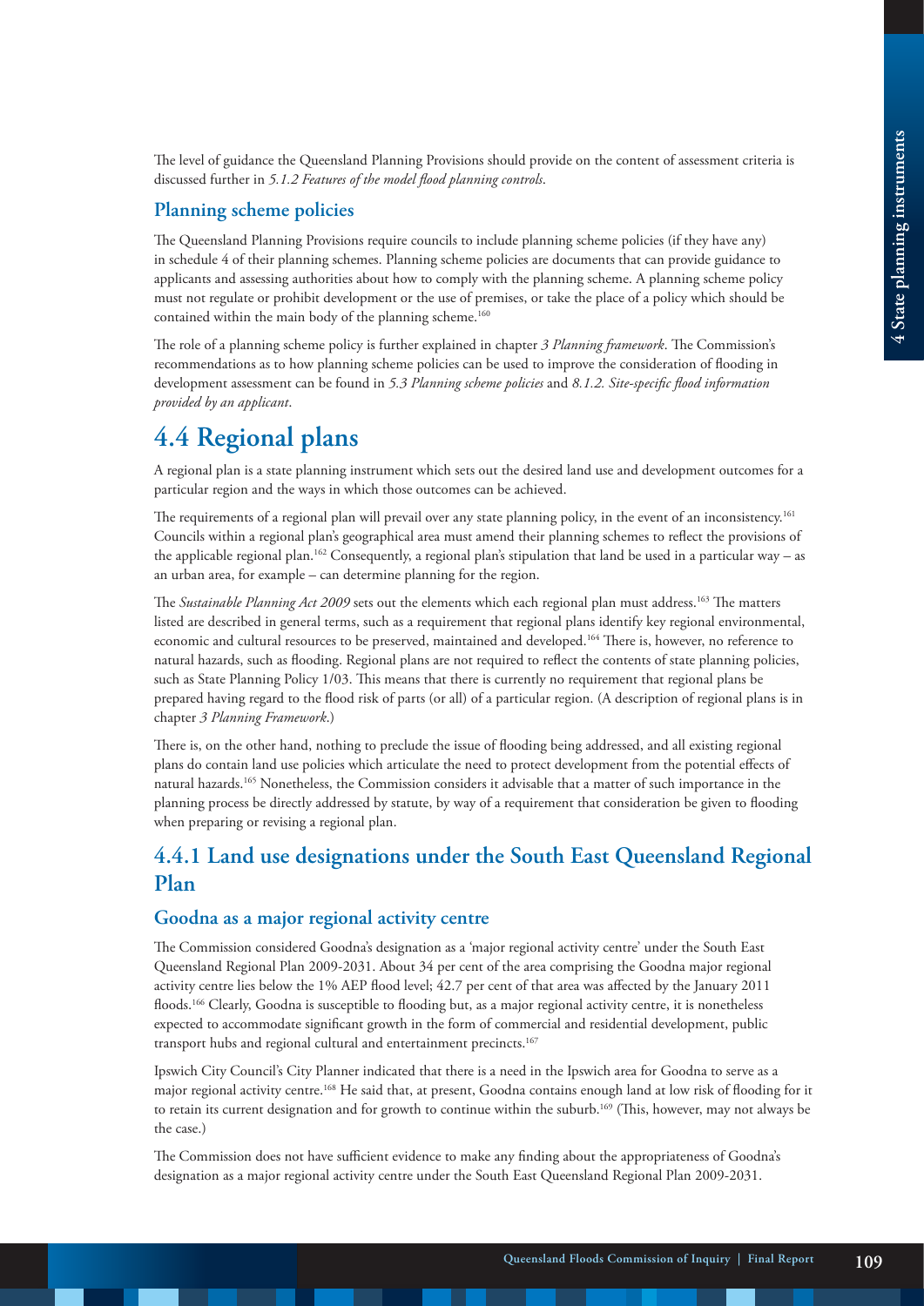The level of guidance the Queensland Planning Provisions should provide on the content of assessment criteria is discussed further in *5.1.2 Features of the model flood planning controls*.

### Planning scheme policies

The Queensland Planning Provisions require councils to include planning scheme policies (if they have any) in schedule 4 of their planning schemes. Planning scheme policies are documents that can provide guidance to applicants and assessing authorities about how to comply with the planning scheme. A planning scheme policy must not regulate or prohibit development or the use of premises, or take the place of a policy which should be contained within the main body of the planning scheme.[160]

The role of a planning scheme policy is further explained in chapter *3 Planning framework*. The Commission's recommendations as to how planning scheme policies can be used to improve the consideration of flooding in development assessment can be found in *5.3 Planning scheme policies* and *8.1.2. Site-specific flood information provided by an applicant*.

# 4.4 Regional plans

A regional plan is a state planning instrument which sets out the desired land use and development outcomes for a particular region and the ways in which those outcomes can be achieved.

The requirements of a regional plan will prevail over any state planning policy, in the event of an inconsistency.[161] Councils within a regional plan's geographical area must amend their planning schemes to reflect the provisions of the applicable regional plan.[162] Consequently, a regional plan's stipulation that land be used in a particular way – as an urban area, for example – can determine planning for the region.

The *Sustainable Planning Act 2009* sets out the elements which each regional plan must address.[163] The matters listed are described in general terms, such as a requirement that regional plans identify key regional environmental, economic and cultural resources to be preserved, maintained and developed.[164] There is, however, no reference to natural hazards, such as flooding. Regional plans are not required to reflect the contents of state planning policies, such as State Planning Policy 1/03. This means that there is currently no requirement that regional plans be prepared having regard to the flood risk of parts (or all) of a particular region. (A description of regional plans is in chapter *3 Planning Framework*.)

There is, on the other hand, nothing to preclude the issue of flooding being addressed, and all existing regional plans do contain land use policies which articulate the need to protect development from the potential effects of natural hazards.[165] Nonetheless, the Commission considers it advisable that a matter of such importance in the planning process be directly addressed by statute, by way of a requirement that consideration be given to flooding when preparing or revising a regional plan.

## 4.4.1 Land use designations under the South East Queensland Regional Plan

### Goodna as a major regional activity centre

The Commission considered Goodna's designation as a 'major regional activity centre' under the South East Queensland Regional Plan 2009-2031. About 34 per cent of the area comprising the Goodna major regional activity centre lies below the 1% AEP flood level; 42.7 per cent of that area was affected by the January 2011 floods.[166] Clearly, Goodna is susceptible to flooding but, as a major regional activity centre, it is nonetheless expected to accommodate significant growth in the form of commercial and residential development, public transport hubs and regional cultural and entertainment precincts.[167]

Ipswich City Council's City Planner indicated that there is a need in the Ipswich area for Goodna to serve as a major regional activity centre.[168] He said that, at present, Goodna contains enough land at low risk of flooding for it to retain its current designation and for growth to continue within the suburb.[169] (This, however, may not always be the case.)

The Commission does not have sufficient evidence to make any finding about the appropriateness of Goodna's designation as a major regional activity centre under the South East Queensland Regional Plan 2009-2031.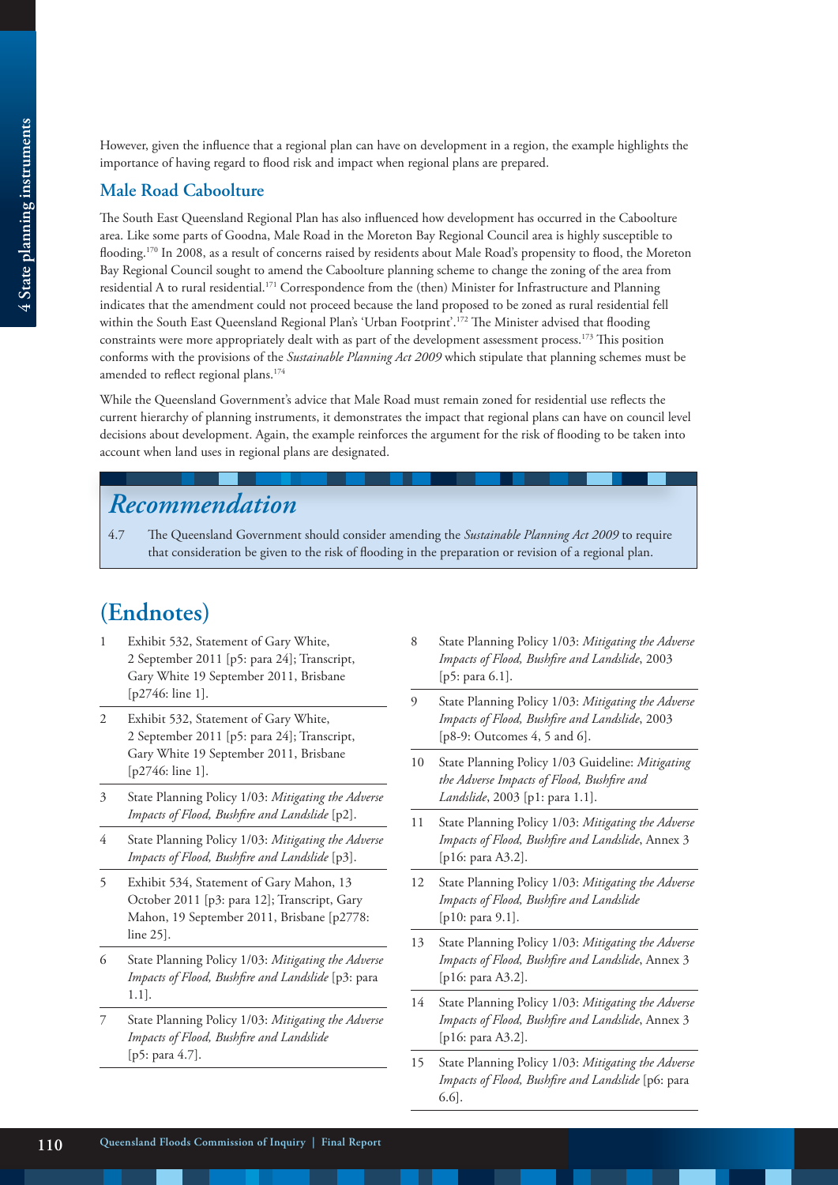However, given the influence that a regional plan can have on development in a region, the example highlights the importance of having regard to flood risk and impact when regional plans are prepared.

### Male Road Caboolture

The South East Queensland Regional Plan has also influenced how development has occurred in the Caboolture area. Like some parts of Goodna, Male Road in the Moreton Bay Regional Council area is highly susceptible to flooding.[170] In 2008, as a result of concerns raised by residents about Male Road's propensity to flood, the Moreton Bay Regional Council sought to amend the Caboolture planning scheme to change the zoning of the area from residential A to rural residential.[171] Correspondence from the (then) Minister for Infrastructure and Planning indicates that the amendment could not proceed because the land proposed to be zoned as rural residential fell within the South East Queensland Regional Plan's 'Urban Footprint'.[172] The Minister advised that flooding constraints were more appropriately dealt with as part of the development assessment process.[173] This position conforms with the provisions of the *Sustainable Planning Act 2009* which stipulate that planning schemes must be amended to reflect regional plans.[174]

While the Queensland Government's advice that Male Road must remain zoned for residential use reflects the current hierarchy of planning instruments, it demonstrates the impact that regional plans can have on council level decisions about development. Again, the example reinforces the argument for the risk of flooding to be taken into account when land uses in regional plans are designated.

## *Recommendation*

4.7 The Queensland Government should consider amending the *Sustainable Planning Act 2009* to require that consideration be given to the risk of flooding in the preparation or revision of a regional plan.

## (Endnotes)

1. Exhibit 532, Statement of Gary White, 2 September 2011 [p5: para 24]; Transcript, Gary White 19 September 2011, Brisbane [p2746: line 1].
2. Exhibit 532, Statement of Gary White, 2 September 2011 [p5: para 24]; Transcript, Gary White 19 September 2011, Brisbane [p2746: line 1].
3. State Planning Policy 1/03: *Mitigating the Adverse Impacts of Flood, Bushfire and Landslide* [p2].
4. State Planning Policy 1/03: *Mitigating the Adverse Impacts of Flood, Bushfire and Landslide* [p3].
5. Exhibit 534, Statement of Gary Mahon, 13 October 2011 [p3: para 12]; Transcript, Gary Mahon, 19 September 2011, Brisbane [p2778: line 25].
6. State Planning Policy 1/03: *Mitigating the Adverse Impacts of Flood, Bushfire and Landslide* [p3: para 1.1].
7. State Planning Policy 1/03: *Mitigating the Adverse Impacts of Flood, Bushfire and Landslide* [p5: para 4.7].
8. State Planning Policy 1/03: *Mitigating the Adverse Impacts of Flood, Bushfire and Landslide*, 2003 [p5: para 6.1].
9. State Planning Policy 1/03: *Mitigating the Adverse Impacts of Flood, Bushfire and Landslide*, 2003 [p8-9: Outcomes 4, 5 and 6].
10. State Planning Policy 1/03 Guideline: *Mitigating the Adverse Impacts of Flood, Bushfire and Landslide*, 2003 [p1: para 1.1].
11. State Planning Policy 1/03: *Mitigating the Adverse Impacts of Flood, Bushfire and Landslide*, Annex 3 [p16: para A3.2].
12. State Planning Policy 1/03: *Mitigating the Adverse Impacts of Flood, Bushfire and Landslide* [p10: para 9.1].
13. State Planning Policy 1/03: *Mitigating the Adverse Impacts of Flood, Bushfire and Landslide*, Annex 3 [p16: para A3.2].
14. State Planning Policy 1/03: *Mitigating the Adverse Impacts of Flood, Bushfire and Landslide*, Annex 3 [p16: para A3.2].
15. State Planning Policy 1/03: *Mitigating the Adverse Impacts of Flood, Bushfire and Landslide* [p6: para 6.6].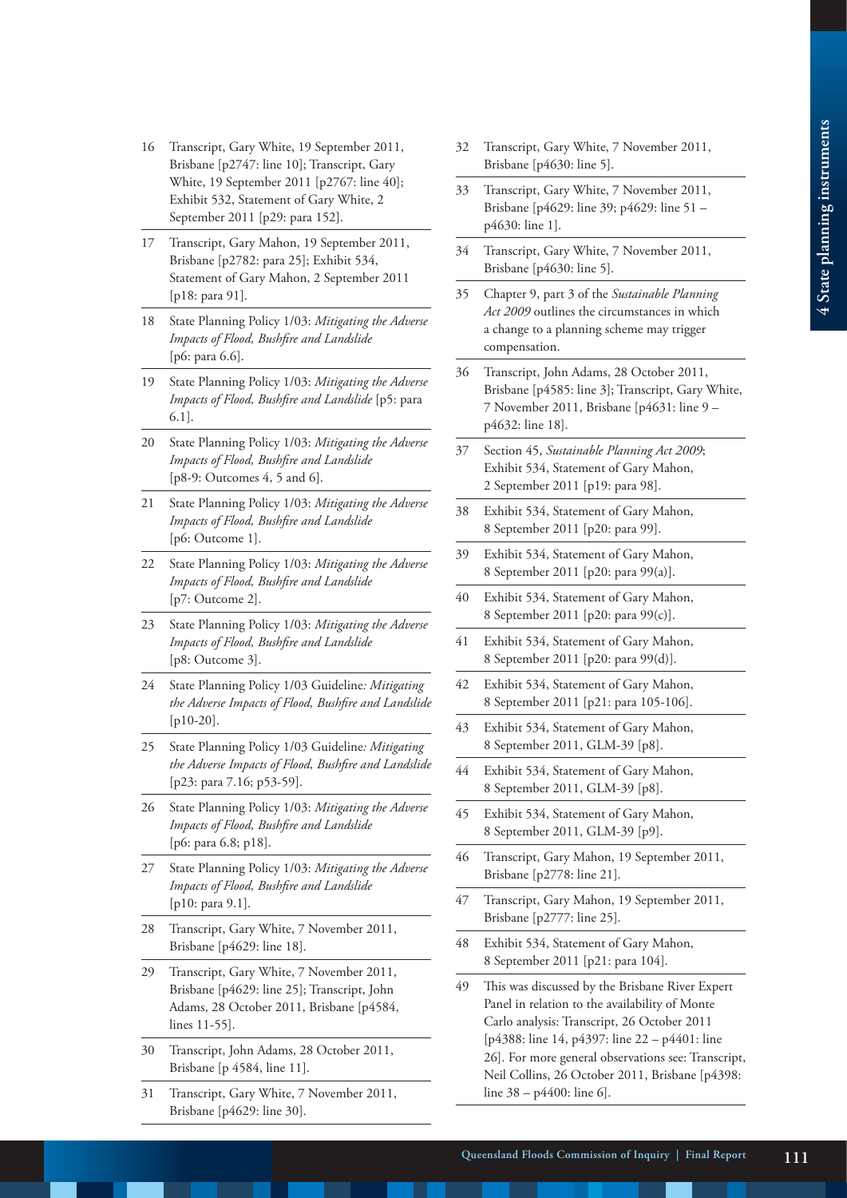16 Transcript, Gary White, 19 September 2011, Brisbane [p2747: line 10]; Transcript, Gary White, 19 September 2011 [p2767: line 40]; Exhibit 532, Statement of Gary White, 2 September 2011 [p29: para 152].

17 Transcript, Gary Mahon, 19 September 2011, Brisbane [p2782: para 25]; Exhibit 534, Statement of Gary Mahon, 2 September 2011 [p18: para 91].

18 State Planning Policy 1/03: *Mitigating the Adverse Impacts of Flood, Bushfire and Landslide* [p6: para 6.6].

19 State Planning Policy 1/03: *Mitigating the Adverse Impacts of Flood, Bushfire and Landslide* [p5: para 6.1].

20 State Planning Policy 1/03: *Mitigating the Adverse Impacts of Flood, Bushfire and Landslide* [p8-9: Outcomes 4, 5 and 6].

21 State Planning Policy 1/03: *Mitigating the Adverse Impacts of Flood, Bushfire and Landslide* [p6: Outcome 1].

22 State Planning Policy 1/03: *Mitigating the Adverse Impacts of Flood, Bushfire and Landslide* [p7: Outcome 2].

23 State Planning Policy 1/03: *Mitigating the Adverse Impacts of Flood, Bushfire and Landslide* [p8: Outcome 3].

24 State Planning Policy 1/03 Guideline*: Mitigating the Adverse Impacts of Flood, Bushfire and Landslide* [p10-20].

25 State Planning Policy 1/03 Guideline*: Mitigating the Adverse Impacts of Flood, Bushfire and Landslide* [p23: para 7.16; p53-59].

26 State Planning Policy 1/03: *Mitigating the Adverse Impacts of Flood, Bushfire and Landslide* [p6: para 6.8; p18].

27 State Planning Policy 1/03: *Mitigating the Adverse Impacts of Flood, Bushfire and Landslide* [p10: para 9.1].

28 Transcript, Gary White, 7 November 2011, Brisbane [p4629: line 18].

29 Transcript, Gary White, 7 November 2011, Brisbane [p4629: line 25]; Transcript, John Adams, 28 October 2011, Brisbane [p4584, lines 11-55].

30 Transcript, John Adams, 28 October 2011, Brisbane [p 4584, line 11].

31 Transcript, Gary White, 7 November 2011, Brisbane [p4629: line 30].

32 Transcript, Gary White, 7 November 2011, Brisbane [p4630: line 5].

33 Transcript, Gary White, 7 November 2011, Brisbane [p4629: line 39; p4629: line 51 – p4630: line 1].

34 Transcript, Gary White, 7 November 2011, Brisbane [p4630: line 5].

35 Chapter 9, part 3 of the *Sustainable Planning Act 2009* outlines the circumstances in which a change to a planning scheme may trigger compensation.

36 Transcript, John Adams, 28 October 2011, Brisbane [p4585: line 3]; Transcript, Gary White, 7 November 2011, Brisbane [p4631: line 9 – p4632: line 18].

37 Section 45, *Sustainable Planning Act 2009*; Exhibit 534, Statement of Gary Mahon, 2 September 2011 [p19: para 98].

38 Exhibit 534, Statement of Gary Mahon, 8 September 2011 [p20: para 99].

39 Exhibit 534, Statement of Gary Mahon, 8 September 2011 [p20: para 99(a)].

40 Exhibit 534, Statement of Gary Mahon, 8 September 2011 [p20: para 99(c)].

41 Exhibit 534, Statement of Gary Mahon, 8 September 2011 [p20: para 99(d)].

42 Exhibit 534, Statement of Gary Mahon, 8 September 2011 [p21: para 105-106].

43 Exhibit 534, Statement of Gary Mahon, 8 September 2011, GLM-39 [p8].

44 Exhibit 534, Statement of Gary Mahon, 8 September 2011, GLM-39 [p8].

45 Exhibit 534, Statement of Gary Mahon, 8 September 2011, GLM-39 [p9].

46 Transcript, Gary Mahon, 19 September 2011, Brisbane [p2778: line 21].

47 Transcript, Gary Mahon, 19 September 2011, Brisbane [p2777: line 25].

48 Exhibit 534, Statement of Gary Mahon, 8 September 2011 [p21: para 104].

49 This was discussed by the Brisbane River Expert Panel in relation to the availability of Monte Carlo analysis: Transcript, 26 October 2011 [p4388: line 14, p4397: line 22 – p4401: line 26]. For more general observations see: Transcript, Neil Collins, 26 October 2011, Brisbane [p4398: line 38 – p4400: line 6].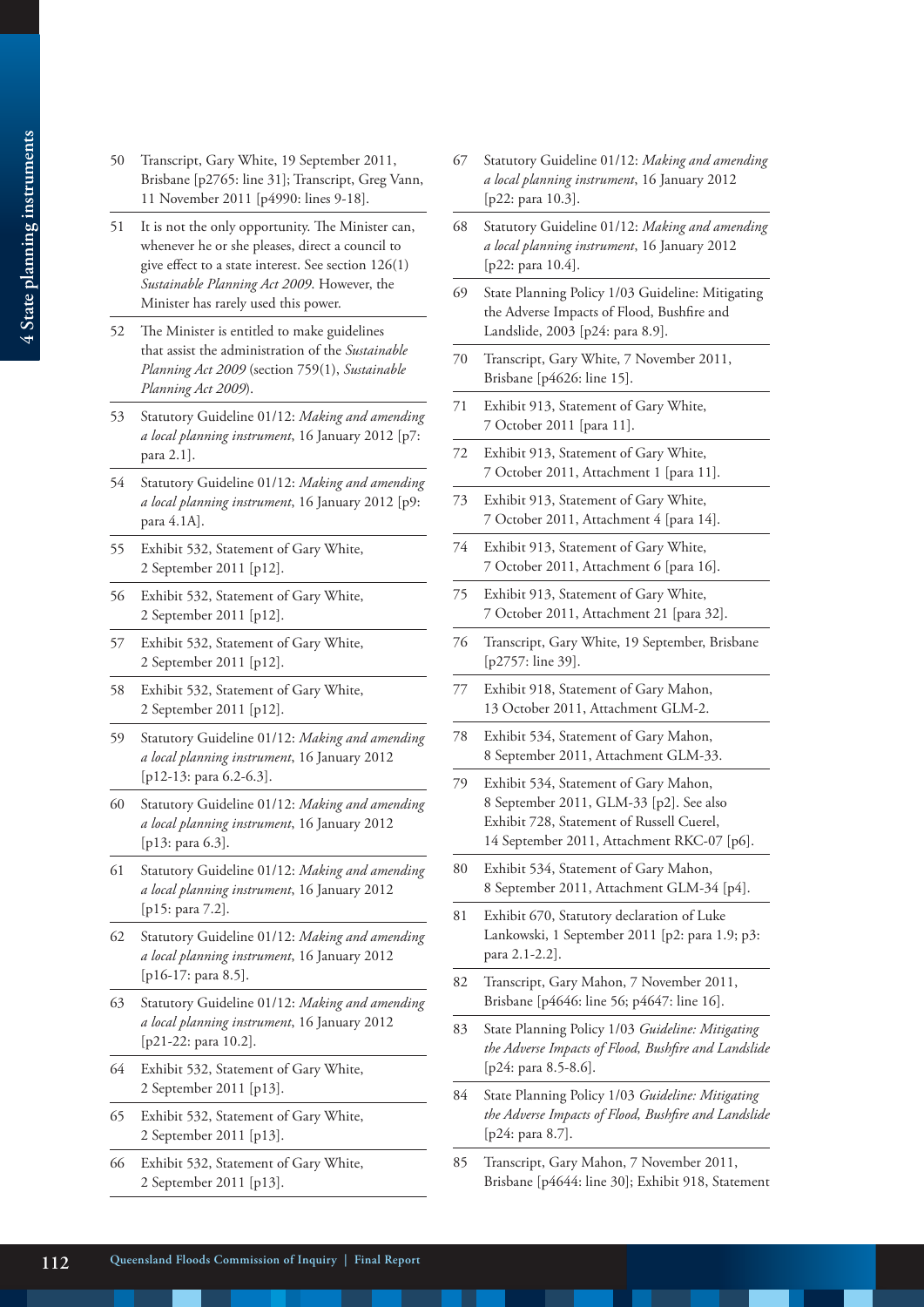50 Transcript, Gary White, 19 September 2011, Brisbane [p2765: line 31]; Transcript, Greg Vann, 11 November 2011 [p4990: lines 9-18].

51 It is not the only opportunity. The Minister can, whenever he or she pleases, direct a council to give effect to a state interest. See section 126(1) *Sustainable Planning Act 2009*. However, the Minister has rarely used this power.

52 The Minister is entitled to make guidelines that assist the administration of the *Sustainable Planning Act 2009* (section 759(1), *Sustainable Planning Act 2009*).

53 Statutory Guideline 01/12: *Making and amending a local planning instrument*, 16 January 2012 [p7: para 2.1].

54 Statutory Guideline 01/12: *Making and amending a local planning instrument*, 16 January 2012 [p9: para 4.1A].

55 Exhibit 532, Statement of Gary White, 2 September 2011 [p12].

56 Exhibit 532, Statement of Gary White, 2 September 2011 [p12].

57 Exhibit 532, Statement of Gary White, 2 September 2011 [p12].

58 Exhibit 532, Statement of Gary White, 2 September 2011 [p12].

59 Statutory Guideline 01/12: *Making and amending a local planning instrument*, 16 January 2012 [p12-13: para 6.2-6.3].

60 Statutory Guideline 01/12: *Making and amending a local planning instrument*, 16 January 2012 [p13: para 6.3].

61 Statutory Guideline 01/12: *Making and amending a local planning instrument*, 16 January 2012 [p15: para 7.2].

62 Statutory Guideline 01/12: *Making and amending a local planning instrument*, 16 January 2012 [p16-17: para 8.5].

63 Statutory Guideline 01/12: *Making and amending a local planning instrument*, 16 January 2012 [p21-22: para 10.2].

64 Exhibit 532, Statement of Gary White, 2 September 2011 [p13].

65 Exhibit 532, Statement of Gary White, 2 September 2011 [p13].

66 Exhibit 532, Statement of Gary White, 2 September 2011 [p13].

67 Statutory Guideline 01/12: *Making and amending a local planning instrument*, 16 January 2012 [p22: para 10.3].

68 Statutory Guideline 01/12: *Making and amending a local planning instrument*, 16 January 2012 [p22: para 10.4].

69 State Planning Policy 1/03 Guideline: Mitigating the Adverse Impacts of Flood, Bushfire and Landslide, 2003 [p24: para 8.9].

70 Transcript, Gary White, 7 November 2011, Brisbane [p4626: line 15].

71 Exhibit 913, Statement of Gary White, 7 October 2011 [para 11].

72 Exhibit 913, Statement of Gary White, 7 October 2011, Attachment 1 [para 11].

73 Exhibit 913, Statement of Gary White, 7 October 2011, Attachment 4 [para 14].

74 Exhibit 913, Statement of Gary White, 7 October 2011, Attachment 6 [para 16].

75 Exhibit 913, Statement of Gary White, 7 October 2011, Attachment 21 [para 32].

76 Transcript, Gary White, 19 September, Brisbane [p2757: line 39].

77 Exhibit 918, Statement of Gary Mahon, 13 October 2011, Attachment GLM-2.

78 Exhibit 534, Statement of Gary Mahon, 8 September 2011, Attachment GLM-33.

79 Exhibit 534, Statement of Gary Mahon, 8 September 2011, GLM-33 [p2]. See also Exhibit 728, Statement of Russell Cuerel, 14 September 2011, Attachment RKC-07 [p6].

80 Exhibit 534, Statement of Gary Mahon, 8 September 2011, Attachment GLM-34 [p4].

81 Exhibit 670, Statutory declaration of Luke Lankowski, 1 September 2011 [p2: para 1.9; p3: para 2.1-2.2].

82 Transcript, Gary Mahon, 7 November 2011, Brisbane [p4646: line 56; p4647: line 16].

83 State Planning Policy 1/03 *Guideline: Mitigating the Adverse Impacts of Flood, Bushfire and Landslide* [p24: para 8.5-8.6].

84 State Planning Policy 1/03 *Guideline: Mitigating the Adverse Impacts of Flood, Bushfire and Landslide* [p24: para 8.7].

85 Transcript, Gary Mahon, 7 November 2011, Brisbane [p4644: line 30]; Exhibit 918, Statement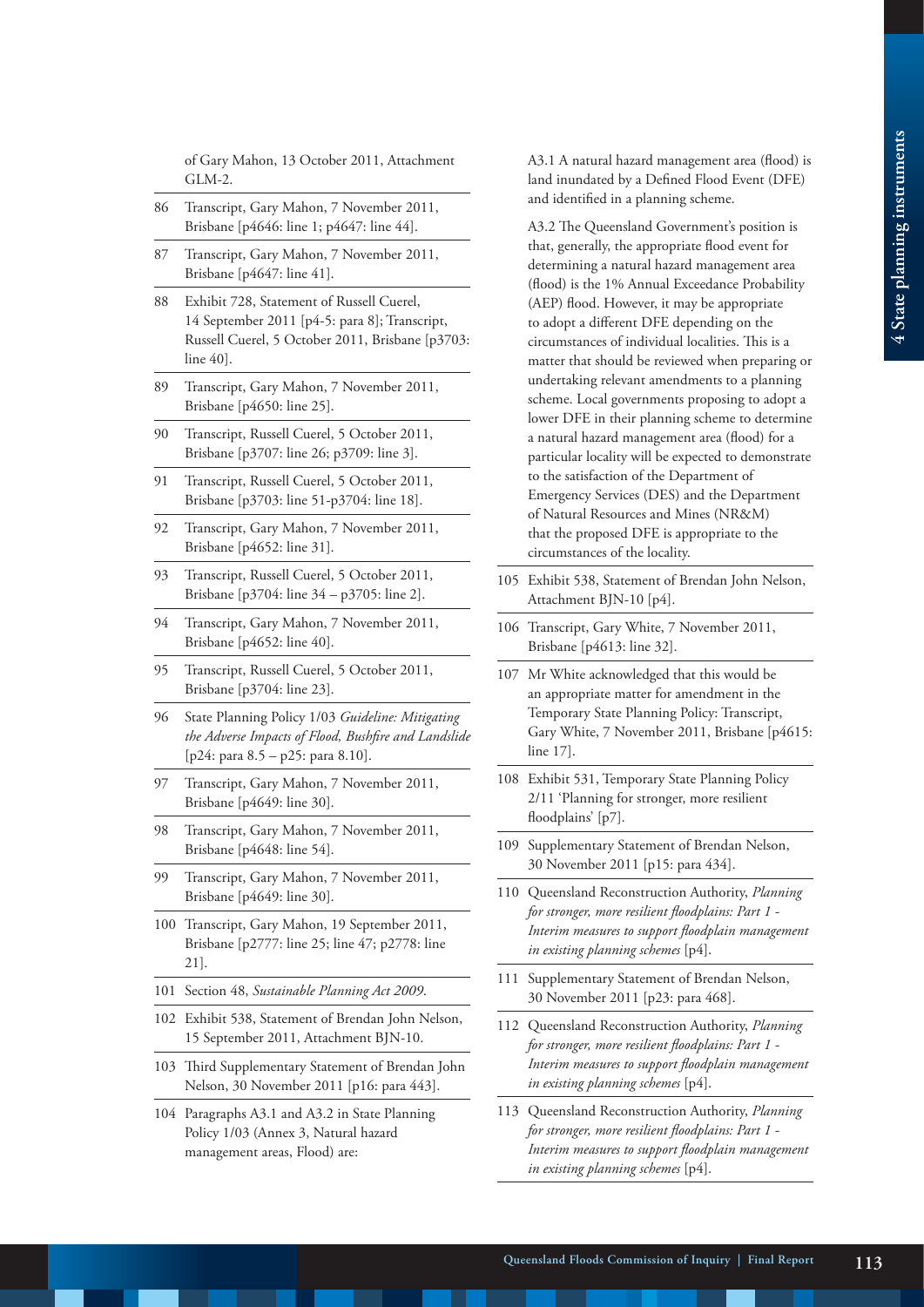of Gary Mahon, 13 October 2011, Attachment GLM-2.

86 Transcript, Gary Mahon, 7 November 2011, Brisbane [p4646: line 1; p4647: line 44].

87 Transcript, Gary Mahon, 7 November 2011, Brisbane [p4647: line 41].

88 Exhibit 728, Statement of Russell Cuerel, 14 September 2011 [p4-5: para 8]; Transcript, Russell Cuerel, 5 October 2011, Brisbane [p3703: line 40].

89 Transcript, Gary Mahon, 7 November 2011, Brisbane [p4650: line 25].

90 Transcript, Russell Cuerel, 5 October 2011, Brisbane [p3707: line 26; p3709: line 3].

91 Transcript, Russell Cuerel, 5 October 2011, Brisbane [p3703: line 51-p3704: line 18].

92 Transcript, Gary Mahon, 7 November 2011, Brisbane [p4652: line 31].

93 Transcript, Russell Cuerel, 5 October 2011, Brisbane [p3704: line 34 – p3705: line 2].

94 Transcript, Gary Mahon, 7 November 2011, Brisbane [p4652: line 40].

95 Transcript, Russell Cuerel, 5 October 2011, Brisbane [p3704: line 23].

96 State Planning Policy 1/03 *Guideline: Mitigating the Adverse Impacts of Flood, Bushfire and Landslide* [p24: para 8.5 – p25: para 8.10].

97 Transcript, Gary Mahon, 7 November 2011, Brisbane [p4649: line 30].

98 Transcript, Gary Mahon, 7 November 2011, Brisbane [p4648: line 54].

99 Transcript, Gary Mahon, 7 November 2011, Brisbane [p4649: line 30].

100 Transcript, Gary Mahon, 19 September 2011, Brisbane [p2777: line 25; line 47; p2778: line 21].

101 Section 48, *Sustainable Planning Act 2009*.

102 Exhibit 538, Statement of Brendan John Nelson, 15 September 2011, Attachment BJN-10.

103 Third Supplementary Statement of Brendan John Nelson, 30 November 2011 [p16: para 443].

104 Paragraphs A3.1 and A3.2 in State Planning Policy 1/03 (Annex 3, Natural hazard management areas, Flood) are:

A3.1 A natural hazard management area (flood) is land inundated by a Defined Flood Event (DFE) and identified in a planning scheme.

A3.2 The Queensland Government's position is that, generally, the appropriate flood event for determining a natural hazard management area (flood) is the 1% Annual Exceedance Probability (AEP) flood. However, it may be appropriate to adopt a different DFE depending on the circumstances of individual localities. This is a matter that should be reviewed when preparing or undertaking relevant amendments to a planning scheme. Local governments proposing to adopt a lower DFE in their planning scheme to determine a natural hazard management area (flood) for a particular locality will be expected to demonstrate to the satisfaction of the Department of Emergency Services (DES) and the Department of Natural Resources and Mines (NR&M) that the proposed DFE is appropriate to the circumstances of the locality.

105 Exhibit 538, Statement of Brendan John Nelson, Attachment BJN-10 [p4].

106 Transcript, Gary White, 7 November 2011, Brisbane [p4613: line 32].

107 Mr White acknowledged that this would be an appropriate matter for amendment in the Temporary State Planning Policy: Transcript, Gary White, 7 November 2011, Brisbane [p4615: line 17].

108 Exhibit 531, Temporary State Planning Policy 2/11 'Planning for stronger, more resilient floodplains' [p7].

109 Supplementary Statement of Brendan Nelson, 30 November 2011 [p15: para 434].

110 Queensland Reconstruction Authority, *Planning for stronger, more resilient floodplains: Part 1 - Interim measures to support floodplain management in existing planning schemes* [p4].

111 Supplementary Statement of Brendan Nelson, 30 November 2011 [p23: para 468].

112 Queensland Reconstruction Authority, *Planning for stronger, more resilient floodplains: Part 1 - Interim measures to support floodplain management in existing planning schemes* [p4].

113 Queensland Reconstruction Authority, *Planning for stronger, more resilient floodplains: Part 1 - Interim measures to support floodplain management in existing planning schemes* [p4].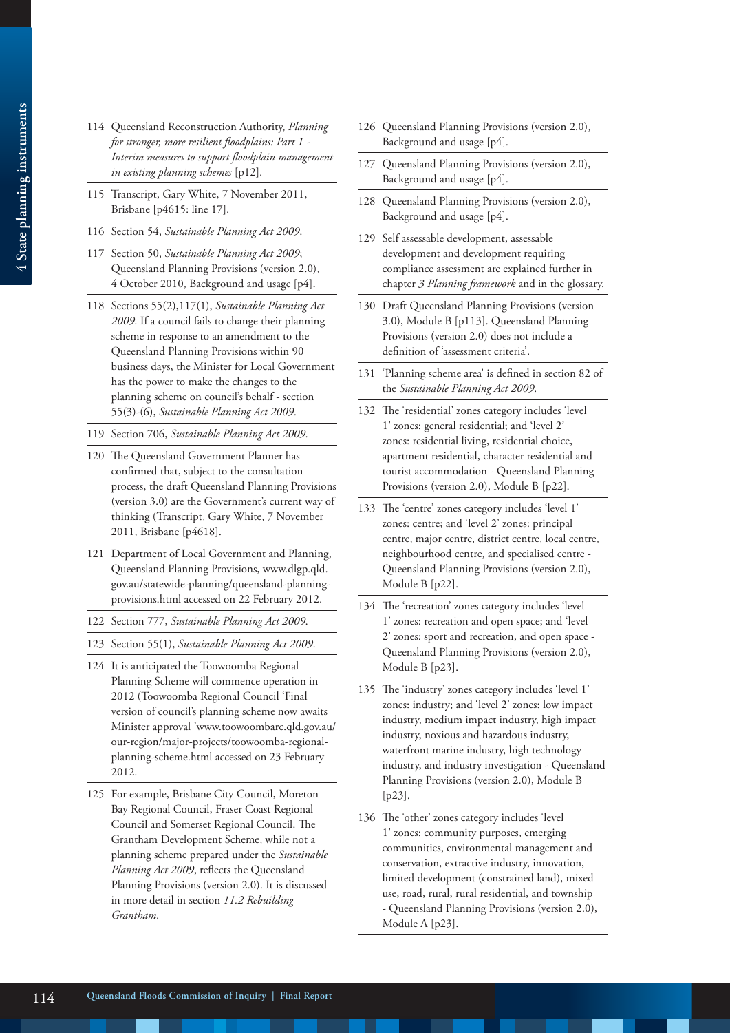114 Queensland Reconstruction Authority, *Planning for stronger, more resilient floodplains: Part 1 - Interim measures to support floodplain management in existing planning schemes* [p12].

115 Transcript, Gary White, 7 November 2011, Brisbane [p4615: line 17].

116 Section 54, *Sustainable Planning Act 2009*.

117 Section 50, *Sustainable Planning Act 2009*; Queensland Planning Provisions (version 2.0), 4 October 2010, Background and usage [p4].

118 Sections 55(2),117(1), *Sustainable Planning Act 2009*. If a council fails to change their planning scheme in response to an amendment to the Queensland Planning Provisions within 90 business days, the Minister for Local Government has the power to make the changes to the planning scheme on council's behalf - section 55(3)-(6), *Sustainable Planning Act 2009*.

119 Section 706, *Sustainable Planning Act 2009*.

120 The Queensland Government Planner has confirmed that, subject to the consultation process, the draft Queensland Planning Provisions (version 3.0) are the Government's current way of thinking (Transcript, Gary White, 7 November 2011, Brisbane [p4618].

121 Department of Local Government and Planning, Queensland Planning Provisions, www.dlgp.qld.gov.au/statewide-planning/queensland-planning-provisions.html accessed on 22 February 2012.

122 Section 777, *Sustainable Planning Act 2009*.

123 Section 55(1), *Sustainable Planning Act 2009*.

124 It is anticipated the Toowoomba Regional Planning Scheme will commence operation in 2012 (Toowoomba Regional Council 'Final version of council's planning scheme now awaits Minister approval 'www.toowoombarc.qld.gov.au/our-region/major-projects/toowoomba-regional-planning-scheme.html accessed on 23 February 2012.

125 For example, Brisbane City Council, Moreton Bay Regional Council, Fraser Coast Regional Council and Somerset Regional Council. The Grantham Development Scheme, while not a planning scheme prepared under the *Sustainable Planning Act 2009*, reflects the Queensland Planning Provisions (version 2.0). It is discussed in more detail in section *11.2 Rebuilding Grantham*.

126 Queensland Planning Provisions (version 2.0), Background and usage [p4].

127 Queensland Planning Provisions (version 2.0), Background and usage [p4].

128 Queensland Planning Provisions (version 2.0), Background and usage [p4].

129 Self assessable development, assessable development and development requiring compliance assessment are explained further in chapter *3 Planning framework* and in the glossary.

130 Draft Queensland Planning Provisions (version 3.0), Module B [p113]. Queensland Planning Provisions (version 2.0) does not include a definition of 'assessment criteria'.

131 'Planning scheme area' is defined in section 82 of the *Sustainable Planning Act 2009*.

132 The 'residential' zones category includes 'level 1' zones: general residential; and 'level 2' zones: residential living, residential choice, apartment residential, character residential and tourist accommodation - Queensland Planning Provisions (version 2.0), Module B [p22].

133 The 'centre' zones category includes 'level 1' zones: centre; and 'level 2' zones: principal centre, major centre, district centre, local centre, neighbourhood centre, and specialised centre - Queensland Planning Provisions (version 2.0), Module B [p22].

134 The 'recreation' zones category includes 'level 1' zones: recreation and open space; and 'level 2' zones: sport and recreation, and open space - Queensland Planning Provisions (version 2.0), Module B [p23].

135 The 'industry' zones category includes 'level 1' zones: industry; and 'level 2' zones: low impact industry, medium impact industry, high impact industry, noxious and hazardous industry, waterfront marine industry, high technology industry, and industry investigation - Queensland Planning Provisions (version 2.0), Module B [p23].

136 The 'other' zones category includes 'level 1' zones: community purposes, emerging communities, environmental management and conservation, extractive industry, innovation, limited development (constrained land), mixed use, road, rural, rural residential, and township - Queensland Planning Provisions (version 2.0), Module A [p23].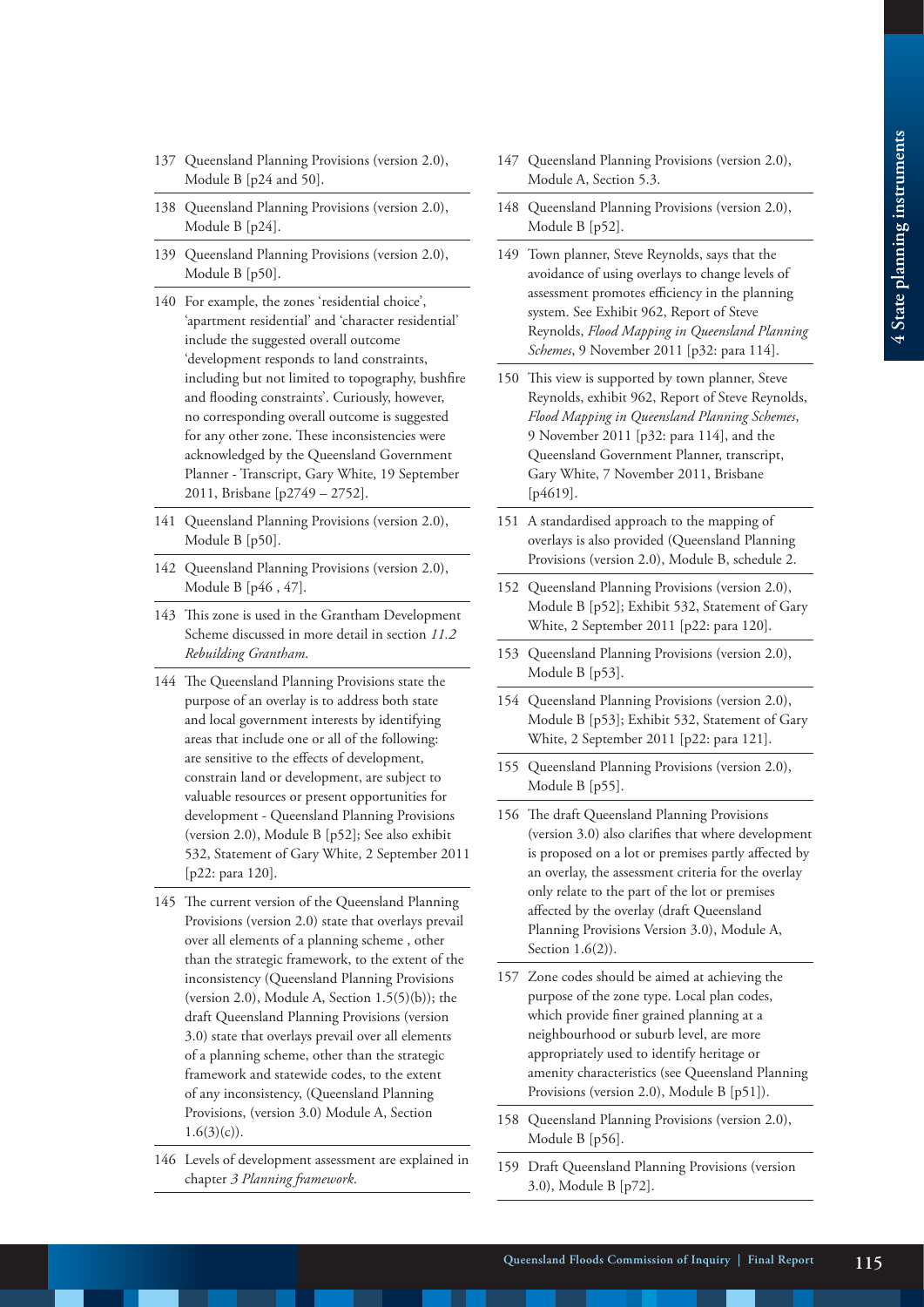137 Queensland Planning Provisions (version 2.0), Module B [p24 and 50].

138 Queensland Planning Provisions (version 2.0), Module B [p24].

139 Queensland Planning Provisions (version 2.0), Module B [p50].

140 For example, the zones 'residential choice', 'apartment residential' and 'character residential' include the suggested overall outcome 'development responds to land constraints, including but not limited to topography, bushfire and flooding constraints'. Curiously, however, no corresponding overall outcome is suggested for any other zone. These inconsistencies were acknowledged by the Queensland Government Planner - Transcript, Gary White, 19 September 2011, Brisbane [p2749 – 2752].

141 Queensland Planning Provisions (version 2.0), Module B [p50].

142 Queensland Planning Provisions (version 2.0), Module B [p46 , 47].

143 This zone is used in the Grantham Development Scheme discussed in more detail in section *11.2 Rebuilding Grantham*.

144 The Queensland Planning Provisions state the purpose of an overlay is to address both state and local government interests by identifying areas that include one or all of the following: are sensitive to the effects of development, constrain land or development, are subject to valuable resources or present opportunities for development - Queensland Planning Provisions (version 2.0), Module B [p52]; See also exhibit 532, Statement of Gary White, 2 September 2011 [p22: para 120].

145 The current version of the Queensland Planning Provisions (version 2.0) state that overlays prevail over all elements of a planning scheme , other than the strategic framework, to the extent of the inconsistency (Queensland Planning Provisions (version 2.0), Module A, Section 1.5(5)(b)); the draft Queensland Planning Provisions (version 3.0) state that overlays prevail over all elements of a planning scheme, other than the strategic framework and statewide codes, to the extent of any inconsistency, (Queensland Planning Provisions, (version 3.0) Module A, Section 1.6(3)(c)).

146 Levels of development assessment are explained in chapter *3 Planning framework*.

147 Queensland Planning Provisions (version 2.0), Module A, Section 5.3.

148 Queensland Planning Provisions (version 2.0), Module B [p52].

149 Town planner, Steve Reynolds, says that the avoidance of using overlays to change levels of assessment promotes efficiency in the planning system. See Exhibit 962, Report of Steve Reynolds, *Flood Mapping in Queensland Planning Schemes*, 9 November 2011 [p32: para 114].

150 This view is supported by town planner, Steve Reynolds, exhibit 962, Report of Steve Reynolds, *Flood Mapping in Queensland Planning Schemes*, 9 November 2011 [p32: para 114], and the Queensland Government Planner, transcript, Gary White, 7 November 2011, Brisbane [p4619].

151 A standardised approach to the mapping of overlays is also provided (Queensland Planning Provisions (version 2.0), Module B, schedule 2.

152 Queensland Planning Provisions (version 2.0), Module B [p52]; Exhibit 532, Statement of Gary White, 2 September 2011 [p22: para 120].

153 Queensland Planning Provisions (version 2.0), Module B [p53].

154 Queensland Planning Provisions (version 2.0), Module B [p53]; Exhibit 532, Statement of Gary White, 2 September 2011 [p22: para 121].

155 Queensland Planning Provisions (version 2.0), Module B [p55].

156 The draft Queensland Planning Provisions (version 3.0) also clarifies that where development is proposed on a lot or premises partly affected by an overlay, the assessment criteria for the overlay only relate to the part of the lot or premises affected by the overlay (draft Queensland Planning Provisions Version 3.0), Module A, Section 1.6(2)).

157 Zone codes should be aimed at achieving the purpose of the zone type. Local plan codes, which provide finer grained planning at a neighbourhood or suburb level, are more appropriately used to identify heritage or amenity characteristics (see Queensland Planning Provisions (version 2.0), Module B [p51]).

158 Queensland Planning Provisions (version 2.0), Module B [p56].

159 Draft Queensland Planning Provisions (version 3.0), Module B [p72].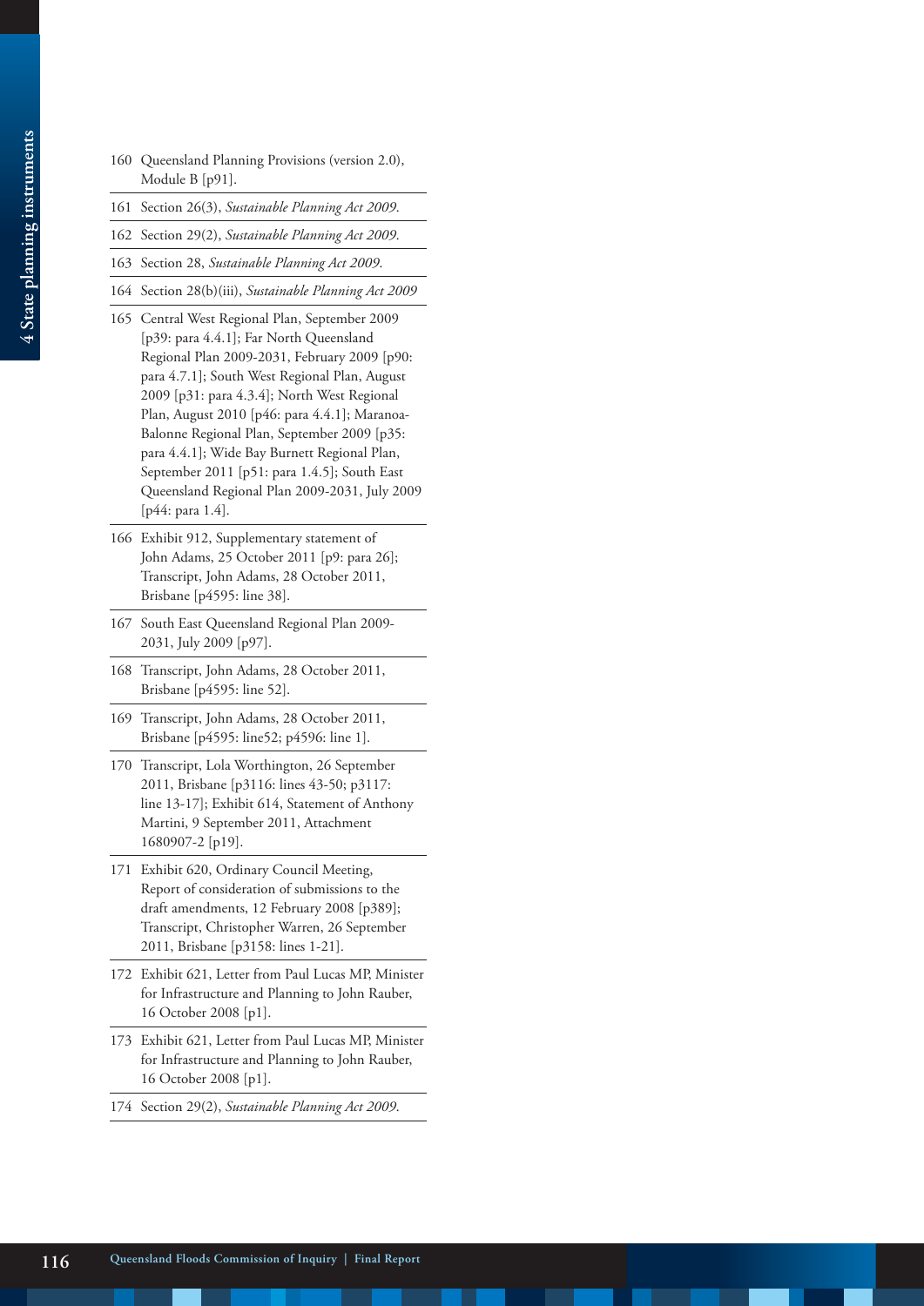160 Queensland Planning Provisions (version 2.0), Module B [p91].

161 Section 26(3), *Sustainable Planning Act 2009.*

162 Section 29(2), *Sustainable Planning Act 2009.*

163 Section 28, *Sustainable Planning Act 2009.*

164 Section 28(b)(iii), *Sustainable Planning Act 2009*

165 Central West Regional Plan, September 2009 [p39: para 4.4.1]; Far North Queensland Regional Plan 2009-2031, February 2009 [p90: para 4.7.1]; South West Regional Plan, August 2009 [p31: para 4.3.4]; North West Regional Plan, August 2010 [p46: para 4.4.1]; Maranoa-Balonne Regional Plan, September 2009 [p35: para 4.4.1]; Wide Bay Burnett Regional Plan, September 2011 [p51: para 1.4.5]; South East Queensland Regional Plan 2009-2031, July 2009 [p44: para 1.4].

166 Exhibit 912, Supplementary statement of John Adams, 25 October 2011 [p9: para 26]; Transcript, John Adams, 28 October 2011, Brisbane [p4595: line 38].

167 South East Queensland Regional Plan 2009-2031, July 2009 [p97].

168 Transcript, John Adams, 28 October 2011, Brisbane [p4595: line 52].

169 Transcript, John Adams, 28 October 2011, Brisbane [p4595: line52; p4596: line 1].

170 Transcript, Lola Worthington, 26 September 2011, Brisbane [p3116: lines 43-50; p3117: line 13-17]; Exhibit 614, Statement of Anthony Martini, 9 September 2011, Attachment 1680907-2 [p19].

171 Exhibit 620, Ordinary Council Meeting, Report of consideration of submissions to the draft amendments, 12 February 2008 [p389]; Transcript, Christopher Warren, 26 September 2011, Brisbane [p3158: lines 1-21].

172 Exhibit 621, Letter from Paul Lucas MP, Minister for Infrastructure and Planning to John Rauber, 16 October 2008 [p1].

173 Exhibit 621, Letter from Paul Lucas MP, Minister for Infrastructure and Planning to John Rauber, 16 October 2008 [p1].

174 Section 29(2), *Sustainable Planning Act 2009.*